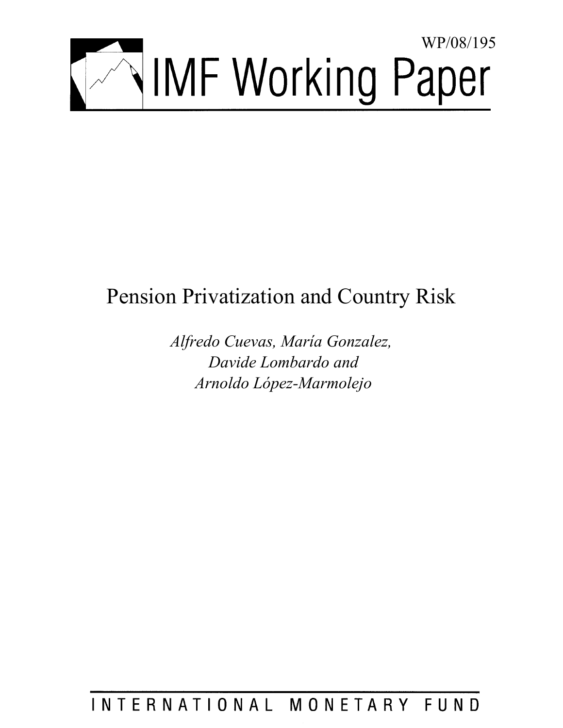WP/08/195

# IMF Working Paper

# Pension Privatization and Country Risk

*Alfredo Cuevas, María Gonzalez, Davide Lombardo and Arnoldo López-Marmolejo*

INTERNATIONAL MONETARY FUND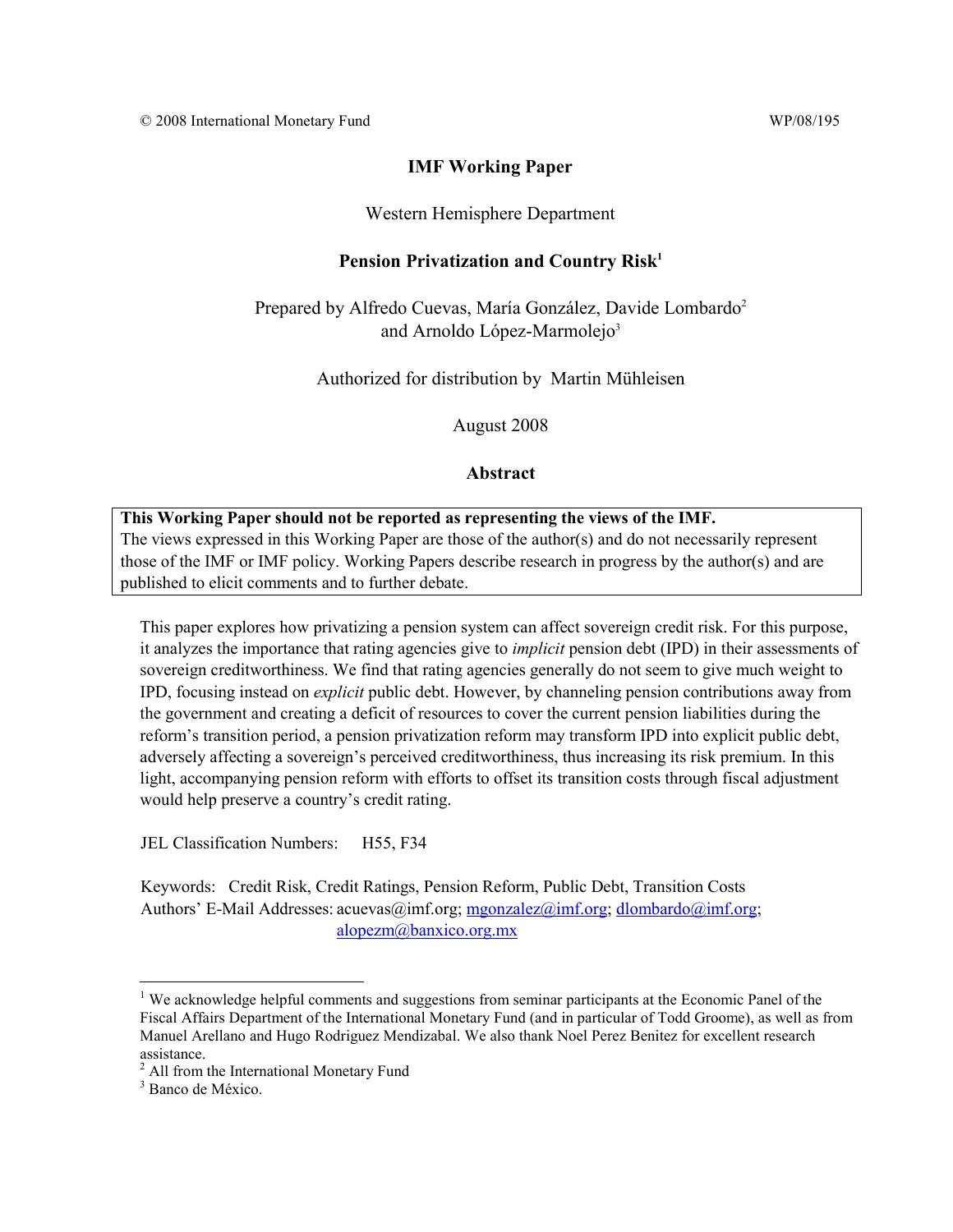© 2008 International Monetary Fund WP/08/195

**IMF Working Paper**

Western Hemisphere Department

**Pension Privatization and Country Risk**[1]

Prepared by Alfredo Cuevas, María González, Davide Lombardo[2] and Arnoldo López-Marmolejo[3]

Authorized for distribution by Martin Mühleisen

August 2008

**Abstract**

> **This Working Paper should not be reported as representing the views of the IMF.**
> The views expressed in this Working Paper are those of the author(s) and do not necessarily represent those of the IMF or IMF policy. Working Papers describe research in progress by the author(s) and are published to elicit comments and to further debate.

This paper explores how privatizing a pension system can affect sovereign credit risk. For this purpose, it analyzes the importance that rating agencies give to *implicit* pension debt (IPD) in their assessments of sovereign creditworthiness. We find that rating agencies generally do not seem to give much weight to IPD, focusing instead on *explicit* public debt. However, by channeling pension contributions away from the government and creating a deficit of resources to cover the current pension liabilities during the reform's transition period, a pension privatization reform may transform IPD into explicit public debt, adversely affecting a sovereign's perceived creditworthiness, thus increasing its risk premium. In this light, accompanying pension reform with efforts to offset its transition costs through fiscal adjustment would help preserve a country's credit rating.

JEL Classification Numbers: H55, F34

Keywords: Credit Risk, Credit Ratings, Pension Reform, Public Debt, Transition Costs

Authors' E-Mail Addresses: acuevas@imf.org; mgonzalez@imf.org; dlombardo@imf.org; alopezm@banxico.org.mx

---

[1] We acknowledge helpful comments and suggestions from seminar participants at the Economic Panel of the Fiscal Affairs Department of the International Monetary Fund (and in particular of Todd Groome), as well as from Manuel Arellano and Hugo Rodriguez Mendizabal. We also thank Noel Perez Benitez for excellent research assistance.

[2] All from the International Monetary Fund

[3] Banco de México.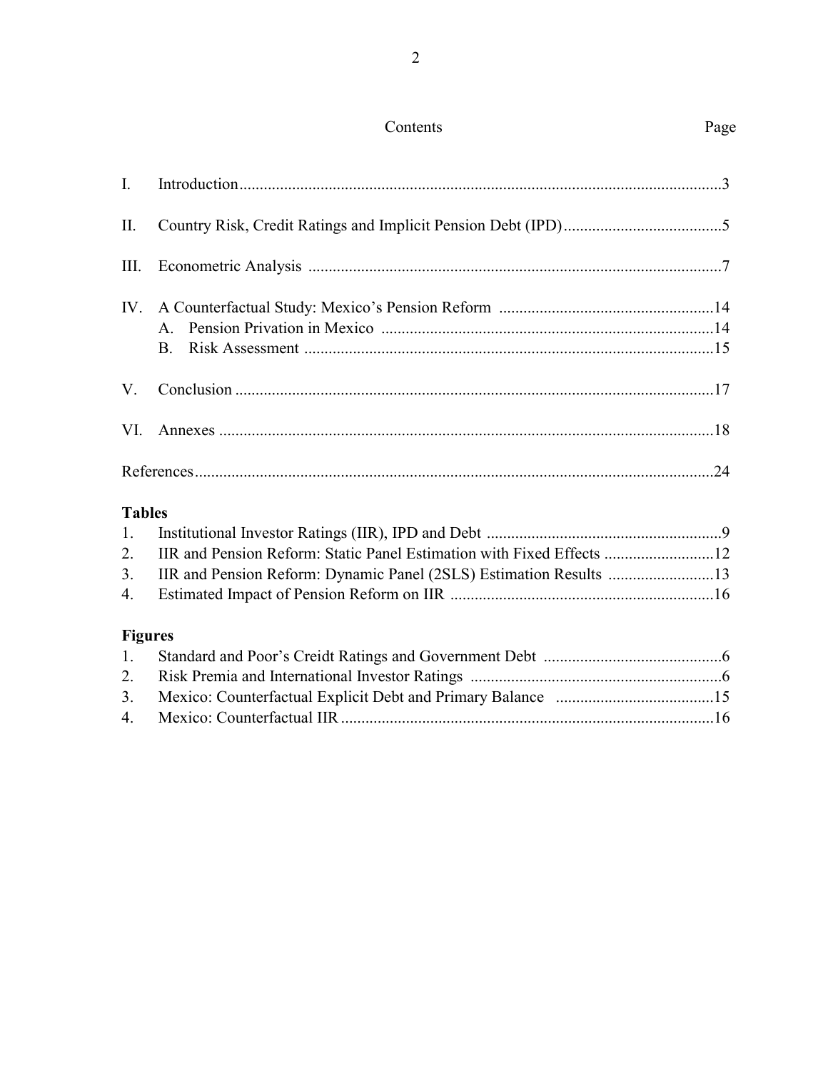## Contents

| | | Page |
|---|---|---|
| I. | Introduction | 3 |
| II. | Country Risk, Credit Ratings and Implicit Pension Debt (IPD) | 5 |
| III. | Econometric Analysis | 7 |
| IV. | A Counterfactual Study: Mexico's Pension Reform | 14 |
| | A. Pension Privation in Mexico | 14 |
| | B. Risk Assessment | 15 |
| V. | Conclusion | 17 |
| VI. | Annexes | 18 |
| | References | 24 |

**Tables**

| | | |
|---|---|---|
| 1. | Institutional Investor Ratings (IIR), IPD and Debt | 9 |
| 2. | IIR and Pension Reform: Static Panel Estimation with Fixed Effects | 12 |
| 3. | IIR and Pension Reform: Dynamic Panel (2SLS) Estimation Results | 13 |
| 4. | Estimated Impact of Pension Reform on IIR | 16 |

**Figures**

| | | |
|---|---|---|
| 1. | Standard and Poor's Creidt Ratings and Government Debt | 6 |
| 2. | Risk Premia and International Investor Ratings | 6 |
| 3. | Mexico: Counterfactual Explicit Debt and Primary Balance | 15 |
| 4. | Mexico: Counterfactual IIR | 16 |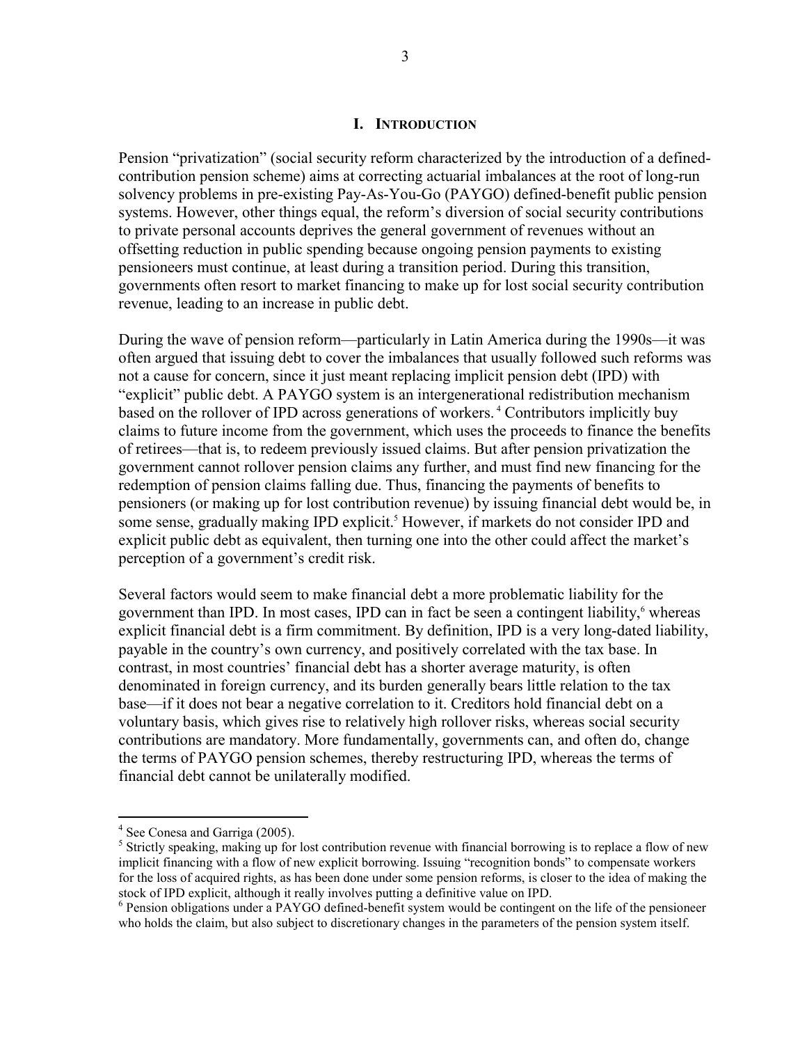## I. Introduction

Pension "privatization" (social security reform characterized by the introduction of a defined-contribution pension scheme) aims at correcting actuarial imbalances at the root of long-run solvency problems in pre-existing Pay-As-You-Go (PAYGO) defined-benefit public pension systems. However, other things equal, the reform's diversion of social security contributions to private personal accounts deprives the general government of revenues without an offsetting reduction in public spending because ongoing pension payments to existing pensioneers must continue, at least during a transition period. During this transition, governments often resort to market financing to make up for lost social security contribution revenue, leading to an increase in public debt.

During the wave of pension reform—particularly in Latin America during the 1990s—it was often argued that issuing debt to cover the imbalances that usually followed such reforms was not a cause for concern, since it just meant replacing implicit pension debt (IPD) with "explicit" public debt. A PAYGO system is an intergenerational redistribution mechanism based on the rollover of IPD across generations of workers.[4] Contributors implicitly buy claims to future income from the government, which uses the proceeds to finance the benefits of retirees—that is, to redeem previously issued claims. But after pension privatization the government cannot rollover pension claims any further, and must find new financing for the redemption of pension claims falling due. Thus, financing the payments of benefits to pensioners (or making up for lost contribution revenue) by issuing financial debt would be, in some sense, gradually making IPD explicit.[5] However, if markets do not consider IPD and explicit public debt as equivalent, then turning one into the other could affect the market's perception of a government's credit risk.

Several factors would seem to make financial debt a more problematic liability for the government than IPD. In most cases, IPD can in fact be seen a contingent liability,[6] whereas explicit financial debt is a firm commitment. By definition, IPD is a very long-dated liability, payable in the country's own currency, and positively correlated with the tax base. In contrast, in most countries' financial debt has a shorter average maturity, is often denominated in foreign currency, and its burden generally bears little relation to the tax base—if it does not bear a negative correlation to it. Creditors hold financial debt on a voluntary basis, which gives rise to relatively high rollover risks, whereas social security contributions are mandatory. More fundamentally, governments can, and often do, change the terms of PAYGO pension schemes, thereby restructuring IPD, whereas the terms of financial debt cannot be unilaterally modified.

---

[4] See Conesa and Garriga (2005).

[5] Strictly speaking, making up for lost contribution revenue with financial borrowing is to replace a flow of new implicit financing with a flow of new explicit borrowing. Issuing "recognition bonds" to compensate workers for the loss of acquired rights, as has been done under some pension reforms, is closer to the idea of making the stock of IPD explicit, although it really involves putting a definitive value on IPD.

[6] Pension obligations under a PAYGO defined-benefit system would be contingent on the life of the pensioneer who holds the claim, but also subject to discretionary changes in the parameters of the pension system itself.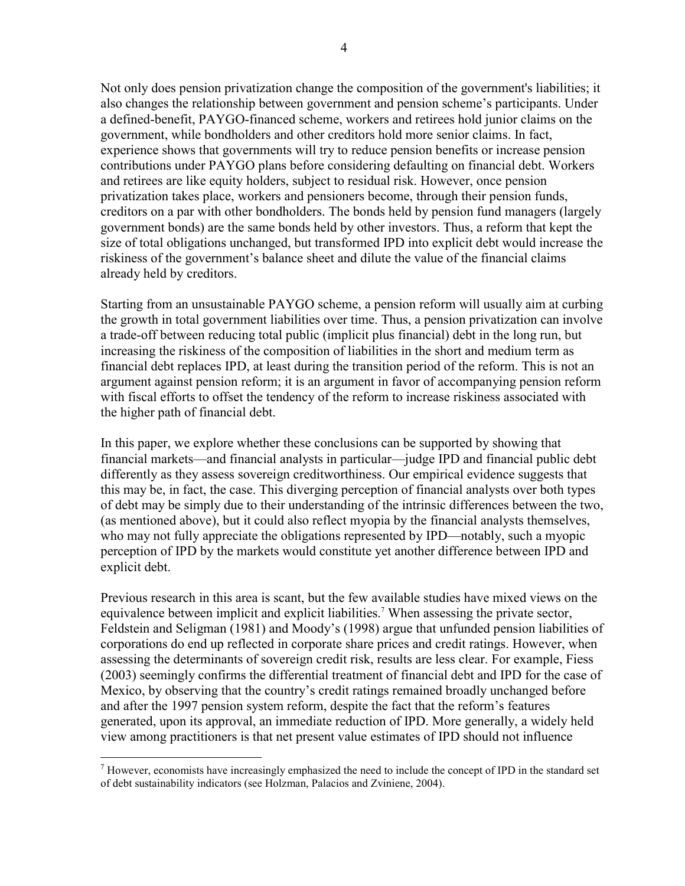Not only does pension privatization change the composition of the government's liabilities; it also changes the relationship between government and pension scheme's participants. Under a defined-benefit, PAYGO-financed scheme, workers and retirees hold junior claims on the government, while bondholders and other creditors hold more senior claims. In fact, experience shows that governments will try to reduce pension benefits or increase pension contributions under PAYGO plans before considering defaulting on financial debt. Workers and retirees are like equity holders, subject to residual risk. However, once pension privatization takes place, workers and pensioners become, through their pension funds, creditors on a par with other bondholders. The bonds held by pension fund managers (largely government bonds) are the same bonds held by other investors. Thus, a reform that kept the size of total obligations unchanged, but transformed IPD into explicit debt would increase the riskiness of the government's balance sheet and dilute the value of the financial claims already held by creditors.

Starting from an unsustainable PAYGO scheme, a pension reform will usually aim at curbing the growth in total government liabilities over time. Thus, a pension privatization can involve a trade-off between reducing total public (implicit plus financial) debt in the long run, but increasing the riskiness of the composition of liabilities in the short and medium term as financial debt replaces IPD, at least during the transition period of the reform. This is not an argument against pension reform; it is an argument in favor of accompanying pension reform with fiscal efforts to offset the tendency of the reform to increase riskiness associated with the higher path of financial debt.

In this paper, we explore whether these conclusions can be supported by showing that financial markets—and financial analysts in particular—judge IPD and financial public debt differently as they assess sovereign creditworthiness. Our empirical evidence suggests that this may be, in fact, the case. This diverging perception of financial analysts over both types of debt may be simply due to their understanding of the intrinsic differences between the two, (as mentioned above), but it could also reflect myopia by the financial analysts themselves, who may not fully appreciate the obligations represented by IPD—notably, such a myopic perception of IPD by the markets would constitute yet another difference between IPD and explicit debt.

Previous research in this area is scant, but the few available studies have mixed views on the equivalence between implicit and explicit liabilities.[7] When assessing the private sector, Feldstein and Seligman (1981) and Moody's (1998) argue that unfunded pension liabilities of corporations do end up reflected in corporate share prices and credit ratings. However, when assessing the determinants of sovereign credit risk, results are less clear. For example, Fiess (2003) seemingly confirms the differential treatment of financial debt and IPD for the case of Mexico, by observing that the country's credit ratings remained broadly unchanged before and after the 1997 pension system reform, despite the fact that the reform's features generated, upon its approval, an immediate reduction of IPD. More generally, a widely held view among practitioners is that net present value estimates of IPD should not influence

[7] However, economists have increasingly emphasized the need to include the concept of IPD in the standard set of debt sustainability indicators (see Holzman, Palacios and Zviniene, 2004).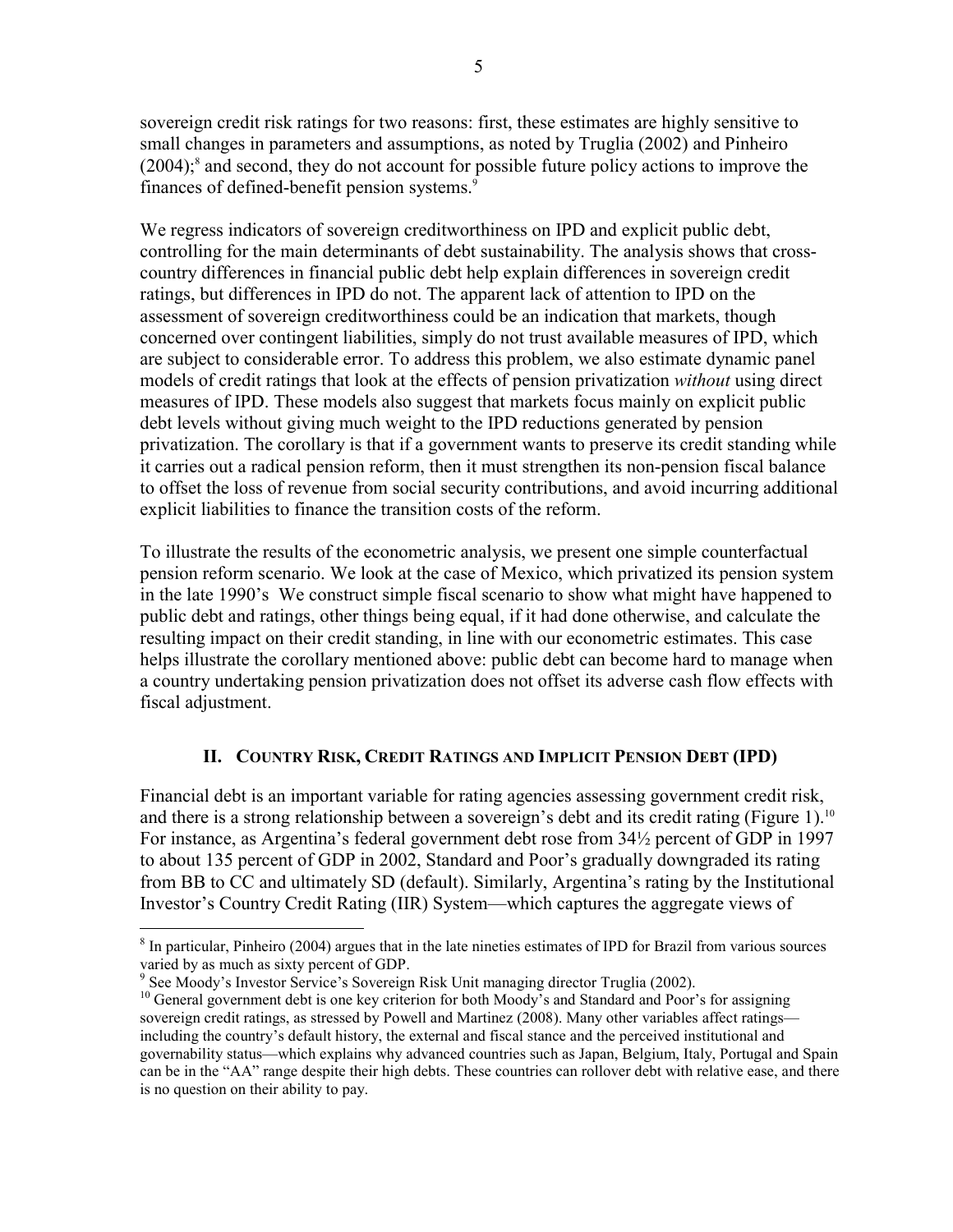sovereign credit risk ratings for two reasons: first, these estimates are highly sensitive to small changes in parameters and assumptions, as noted by Truglia (2002) and Pinheiro (2004);[8] and second, they do not account for possible future policy actions to improve the finances of defined-benefit pension systems.[9]

We regress indicators of sovereign creditworthiness on IPD and explicit public debt, controlling for the main determinants of debt sustainability. The analysis shows that cross-country differences in financial public debt help explain differences in sovereign credit ratings, but differences in IPD do not. The apparent lack of attention to IPD on the assessment of sovereign creditworthiness could be an indication that markets, though concerned over contingent liabilities, simply do not trust available measures of IPD, which are subject to considerable error. To address this problem, we also estimate dynamic panel models of credit ratings that look at the effects of pension privatization *without* using direct measures of IPD. These models also suggest that markets focus mainly on explicit public debt levels without giving much weight to the IPD reductions generated by pension privatization. The corollary is that if a government wants to preserve its credit standing while it carries out a radical pension reform, then it must strengthen its non-pension fiscal balance to offset the loss of revenue from social security contributions, and avoid incurring additional explicit liabilities to finance the transition costs of the reform.

To illustrate the results of the econometric analysis, we present one simple counterfactual pension reform scenario. We look at the case of Mexico, which privatized its pension system in the late 1990's We construct simple fiscal scenario to show what might have happened to public debt and ratings, other things being equal, if it had done otherwise, and calculate the resulting impact on their credit standing, in line with our econometric estimates. This case helps illustrate the corollary mentioned above: public debt can become hard to manage when a country undertaking pension privatization does not offset its adverse cash flow effects with fiscal adjustment.

## II. Country Risk, Credit Ratings and Implicit Pension Debt (IPD)

Financial debt is an important variable for rating agencies assessing government credit risk, and there is a strong relationship between a sovereign's debt and its credit rating (Figure 1).[10] For instance, as Argentina's federal government debt rose from 34½ percent of GDP in 1997 to about 135 percent of GDP in 2002, Standard and Poor's gradually downgraded its rating from BB to CC and ultimately SD (default). Similarly, Argentina's rating by the Institutional Investor's Country Credit Rating (IIR) System—which captures the aggregate views of

[8] In particular, Pinheiro (2004) argues that in the late nineties estimates of IPD for Brazil from various sources varied by as much as sixty percent of GDP.

[9] See Moody's Investor Service's Sovereign Risk Unit managing director Truglia (2002).

[10] General government debt is one key criterion for both Moody's and Standard and Poor's for assigning sovereign credit ratings, as stressed by Powell and Martinez (2008). Many other variables affect ratings—including the country's default history, the external and fiscal stance and the perceived institutional and governability status—which explains why advanced countries such as Japan, Belgium, Italy, Portugal and Spain can be in the "AA" range despite their high debts. These countries can rollover debt with relative ease, and there is no question on their ability to pay.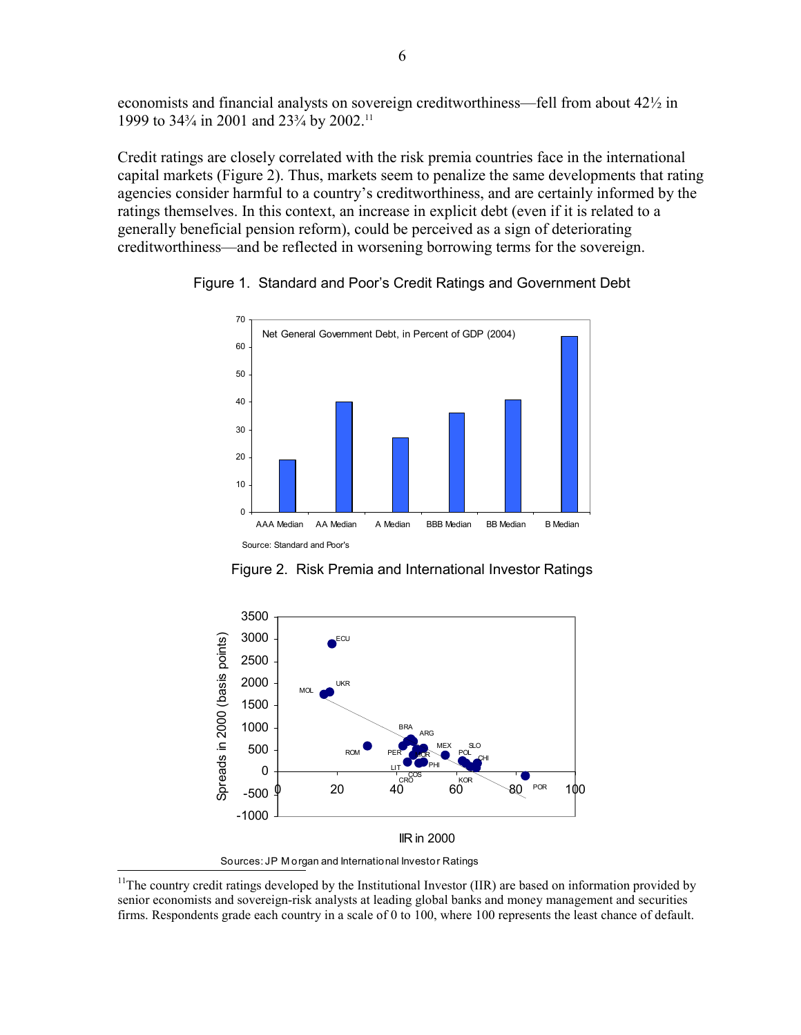economists and financial analysts on sovereign creditworthiness—fell from about 42½ in 1999 to 34¾ in 2001 and 23¾ by 2002.[11]

Credit ratings are closely correlated with the risk premia countries face in the international capital markets (Figure 2). Thus, markets seem to penalize the same developments that rating agencies consider harmful to a country's creditworthiness, and are certainly informed by the ratings themselves. In this context, an increase in explicit debt (even if it is related to a generally beneficial pension reform), could be perceived as a sign of deteriorating creditworthiness—and be reflected in worsening borrowing terms for the sovereign.

Figure 1. Standard and Poor's Credit Ratings and Government Debt

Net General Government Debt, in Percent of GDP (2004)

Source: Standard and Poor's

Figure 2. Risk Premia and International Investor Ratings

Sources: JP Morgan and International Investor Ratings

---

[11]The country credit ratings developed by the Institutional Investor (IIR) are based on information provided by senior economists and sovereign-risk analysts at leading global banks and money management and securities firms. Respondents grade each country in a scale of 0 to 100, where 100 represents the least chance of default.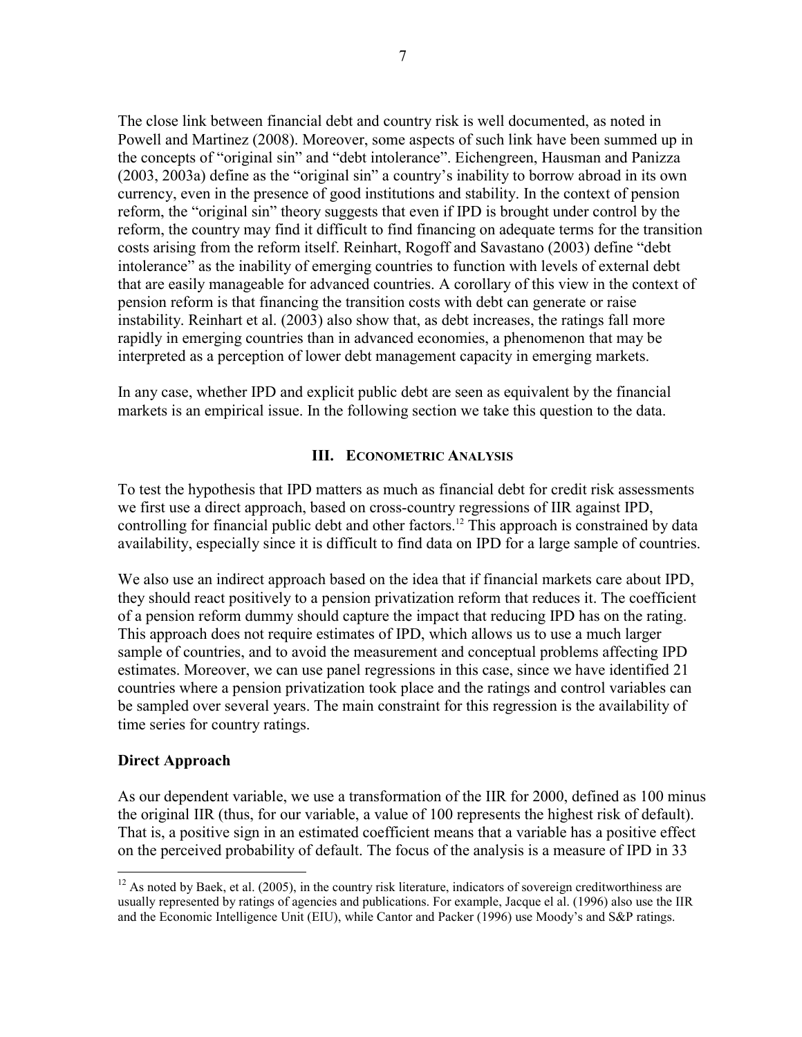The close link between financial debt and country risk is well documented, as noted in Powell and Martinez (2008). Moreover, some aspects of such link have been summed up in the concepts of "original sin" and "debt intolerance". Eichengreen, Hausman and Panizza (2003, 2003a) define as the "original sin" a country's inability to borrow abroad in its own currency, even in the presence of good institutions and stability. In the context of pension reform, the "original sin" theory suggests that even if IPD is brought under control by the reform, the country may find it difficult to find financing on adequate terms for the transition costs arising from the reform itself. Reinhart, Rogoff and Savastano (2003) define "debt intolerance" as the inability of emerging countries to function with levels of external debt that are easily manageable for advanced countries. A corollary of this view in the context of pension reform is that financing the transition costs with debt can generate or raise instability. Reinhart et al. (2003) also show that, as debt increases, the ratings fall more rapidly in emerging countries than in advanced economies, a phenomenon that may be interpreted as a perception of lower debt management capacity in emerging markets.

In any case, whether IPD and explicit public debt are seen as equivalent by the financial markets is an empirical issue. In the following section we take this question to the data.

## III. Econometric Analysis

To test the hypothesis that IPD matters as much as financial debt for credit risk assessments we first use a direct approach, based on cross-country regressions of IIR against IPD, controlling for financial public debt and other factors.[12] This approach is constrained by data availability, especially since it is difficult to find data on IPD for a large sample of countries.

We also use an indirect approach based on the idea that if financial markets care about IPD, they should react positively to a pension privatization reform that reduces it. The coefficient of a pension reform dummy should capture the impact that reducing IPD has on the rating. This approach does not require estimates of IPD, which allows us to use a much larger sample of countries, and to avoid the measurement and conceptual problems affecting IPD estimates. Moreover, we can use panel regressions in this case, since we have identified 21 countries where a pension privatization took place and the ratings and control variables can be sampled over several years. The main constraint for this regression is the availability of time series for country ratings.

### Direct Approach

As our dependent variable, we use a transformation of the IIR for 2000, defined as 100 minus the original IIR (thus, for our variable, a value of 100 represents the highest risk of default). That is, a positive sign in an estimated coefficient means that a variable has a positive effect on the perceived probability of default. The focus of the analysis is a measure of IPD in 33

---

[12] As noted by Baek, et al. (2005), in the country risk literature, indicators of sovereign creditworthiness are usually represented by ratings of agencies and publications. For example, Jacque el al. (1996) also use the IIR and the Economic Intelligence Unit (EIU), while Cantor and Packer (1996) use Moody's and S&P ratings.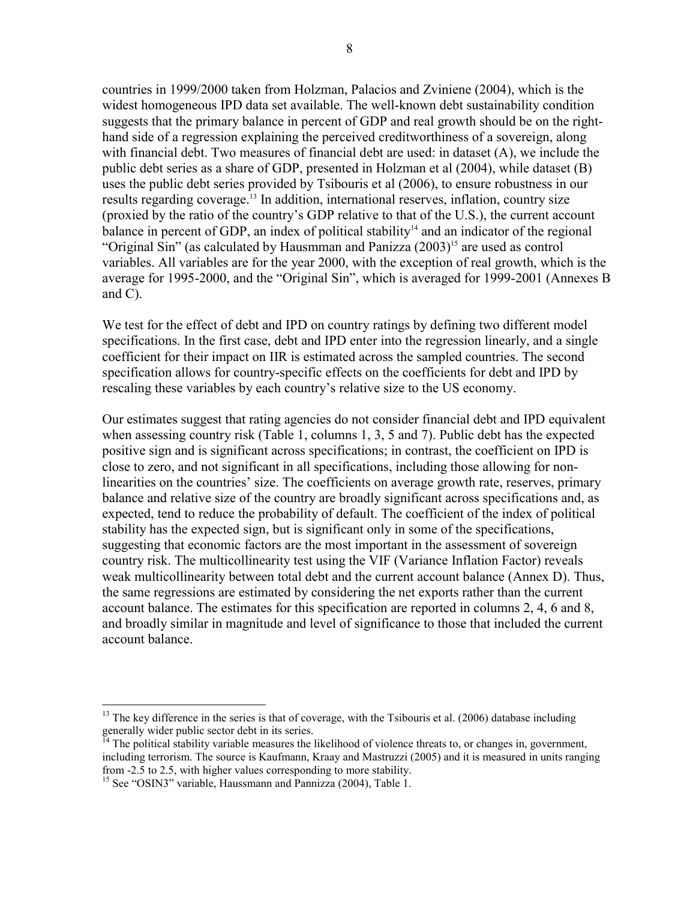countries in 1999/2000 taken from Holzman, Palacios and Zviniene (2004), which is the widest homogeneous IPD data set available. The well-known debt sustainability condition suggests that the primary balance in percent of GDP and real growth should be on the right-hand side of a regression explaining the perceived creditworthiness of a sovereign, along with financial debt. Two measures of financial debt are used: in dataset (A), we include the public debt series as a share of GDP, presented in Holzman et al (2004), while dataset (B) uses the public debt series provided by Tsibouris et al (2006), to ensure robustness in our results regarding coverage.[13] In addition, international reserves, inflation, country size (proxied by the ratio of the country's GDP relative to that of the U.S.), the current account balance in percent of GDP, an index of political stability[14] and an indicator of the regional "Original Sin" (as calculated by Hausmman and Panizza (2003)[15] are used as control variables. All variables are for the year 2000, with the exception of real growth, which is the average for 1995-2000, and the "Original Sin", which is averaged for 1999-2001 (Annexes B and C).

We test for the effect of debt and IPD on country ratings by defining two different model specifications. In the first case, debt and IPD enter into the regression linearly, and a single coefficient for their impact on IIR is estimated across the sampled countries. The second specification allows for country-specific effects on the coefficients for debt and IPD by rescaling these variables by each country's relative size to the US economy.

Our estimates suggest that rating agencies do not consider financial debt and IPD equivalent when assessing country risk (Table 1, columns 1, 3, 5 and 7). Public debt has the expected positive sign and is significant across specifications; in contrast, the coefficient on IPD is close to zero, and not significant in all specifications, including those allowing for non-linearities on the countries' size. The coefficients on average growth rate, reserves, primary balance and relative size of the country are broadly significant across specifications and, as expected, tend to reduce the probability of default. The coefficient of the index of political stability has the expected sign, but is significant only in some of the specifications, suggesting that economic factors are the most important in the assessment of sovereign country risk. The multicollinearity test using the VIF (Variance Inflation Factor) reveals weak multicollinearity between total debt and the current account balance (Annex D). Thus, the same regressions are estimated by considering the net exports rather than the current account balance. The estimates for this specification are reported in columns 2, 4, 6 and 8, and broadly similar in magnitude and level of significance to those that included the current account balance.

---

[13] The key difference in the series is that of coverage, with the Tsibouris et al. (2006) database including generally wider public sector debt in its series.

[14] The political stability variable measures the likelihood of violence threats to, or changes in, government, including terrorism. The source is Kaufmann, Kraay and Mastruzzi (2005) and it is measured in units ranging from -2.5 to 2.5, with higher values corresponding to more stability.

[15] See "OSIN3" variable, Haussmann and Pannizza (2004), Table 1.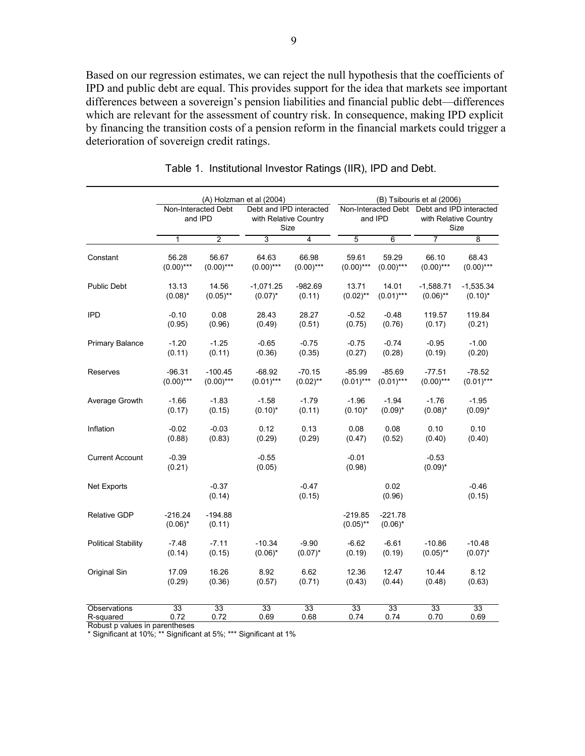Based on our regression estimates, we can reject the null hypothesis that the coefficients of IPD and public debt are equal. This provides support for the idea that markets see important differences between a sovereign's pension liabilities and financial public debt—differences which are relevant for the assessment of country risk. In consequence, making IPD explicit by financing the transition costs of a pension reform in the financial markets could trigger a deterioration of sovereign credit ratings.

Table 1. Institutional Investor Ratings (IIR), IPD and Debt.

| | (A) Holzman et al (2004) | | | | (B) Tsibouris et al (2006) | | | |
|---|---|---|---|---|---|---|---|---|
| | Non-Interacted Debt and IPD | | Debt and IPD interacted with Relative Country Size | | Non-Interacted Debt and IPD | | Debt and IPD interacted with Relative Country Size | |
| | 1 | 2 | 3 | 4 | 5 | 6 | 7 | 8 |
| Constant | 56.28 | 56.67 | 64.63 | 66.98 | 59.61 | 59.29 | 66.10 | 68.43 |
| | (0.00)*** | (0.00)*** | (0.00)*** | (0.00)*** | (0.00)*** | (0.00)*** | (0.00)*** | (0.00)*** |
| Public Debt | 13.13 | 14.56 | -1,071.25 | -982.69 | 13.71 | 14.01 | -1,588.71 | -1,535.34 |
| | (0.08)* | (0.05)** | (0.07)* | (0.11) | (0.02)** | (0.01)*** | (0.06)** | (0.10)* |
| IPD | -0.10 | 0.08 | 28.43 | 28.27 | -0.52 | -0.48 | 119.57 | 119.84 |
| | (0.95) | (0.96) | (0.49) | (0.51) | (0.75) | (0.76) | (0.17) | (0.21) |
| Primary Balance | -1.20 | -1.25 | -0.65 | -0.75 | -0.75 | -0.74 | -0.95 | -1.00 |
| | (0.11) | (0.11) | (0.36) | (0.35) | (0.27) | (0.28) | (0.19) | (0.20) |
| Reserves | -96.31 | -100.45 | -68.92 | -70.15 | -85.99 | -85.69 | -77.51 | -78.52 |
| | (0.00)*** | (0.00)*** | (0.01)*** | (0.02)** | (0.01)*** | (0.01)*** | (0.00)*** | (0.01)*** |
| Average Growth | -1.66 | -1.83 | -1.58 | -1.79 | -1.96 | -1.94 | -1.76 | -1.95 |
| | (0.17) | (0.15) | (0.10)* | (0.11) | (0.10)* | (0.09)* | (0.08)* | (0.09)* |
| Inflation | -0.02 | -0.03 | 0.12 | 0.13 | 0.08 | 0.08 | 0.10 | 0.10 |
| | (0.88) | (0.83) | (0.29) | (0.29) | (0.47) | (0.52) | (0.40) | (0.40) |
| Current Account | -0.39 | | -0.55 | | -0.01 | | -0.53 | |
| | (0.21) | | (0.05) | | (0.98) | | (0.09)* | |
| Net Exports | | -0.37 | | -0.47 | | 0.02 | | -0.46 |
| | | (0.14) | | (0.15) | | (0.96) | | (0.15) |
| Relative GDP | -216.24 | -194.88 | | | -219.85 | -221.78 | | |
| | (0.06)* | (0.11) | | | (0.05)** | (0.06)* | | |
| Political Stability | -7.48 | -7.11 | -10.34 | -9.90 | -6.62 | -6.61 | -10.86 | -10.48 |
| | (0.14) | (0.15) | (0.06)* | (0.07)* | (0.19) | (0.19) | (0.05)** | (0.07)* |
| Original Sin | 17.09 | 16.26 | 8.92 | 6.62 | 12.36 | 12.47 | 10.44 | 8.12 |
| | (0.29) | (0.36) | (0.57) | (0.71) | (0.43) | (0.44) | (0.48) | (0.63) |
| Observations | 33 | 33 | 33 | 33 | 33 | 33 | 33 | 33 |
| R-squared | 0.72 | 0.72 | 0.69 | 0.68 | 0.74 | 0.74 | 0.70 | 0.69 |

Robust p values in parentheses

* Significant at 10%; ** Significant at 5%; *** Significant at 1%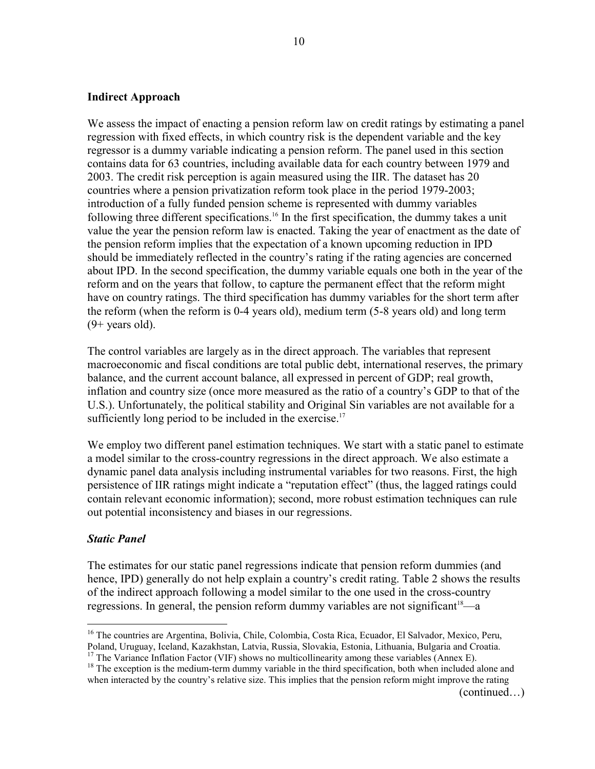### Indirect Approach

We assess the impact of enacting a pension reform law on credit ratings by estimating a panel regression with fixed effects, in which country risk is the dependent variable and the key regressor is a dummy variable indicating a pension reform. The panel used in this section contains data for 63 countries, including available data for each country between 1979 and 2003. The credit risk perception is again measured using the IIR. The dataset has 20 countries where a pension privatization reform took place in the period 1979-2003; introduction of a fully funded pension scheme is represented with dummy variables following three different specifications.[16] In the first specification, the dummy takes a unit value the year the pension reform law is enacted. Taking the year of enactment as the date of the pension reform implies that the expectation of a known upcoming reduction in IPD should be immediately reflected in the country's rating if the rating agencies are concerned about IPD. In the second specification, the dummy variable equals one both in the year of the reform and on the years that follow, to capture the permanent effect that the reform might have on country ratings. The third specification has dummy variables for the short term after the reform (when the reform is 0-4 years old), medium term (5-8 years old) and long term (9+ years old).

The control variables are largely as in the direct approach. The variables that represent macroeconomic and fiscal conditions are total public debt, international reserves, the primary balance, and the current account balance, all expressed in percent of GDP; real growth, inflation and country size (once more measured as the ratio of a country's GDP to that of the U.S.). Unfortunately, the political stability and Original Sin variables are not available for a sufficiently long period to be included in the exercise.[17]

We employ two different panel estimation techniques. We start with a static panel to estimate a model similar to the cross-country regressions in the direct approach. We also estimate a dynamic panel data analysis including instrumental variables for two reasons. First, the high persistence of IIR ratings might indicate a "reputation effect" (thus, the lagged ratings could contain relevant economic information); second, more robust estimation techniques can rule out potential inconsistency and biases in our regressions.

#### *Static Panel*

The estimates for our static panel regressions indicate that pension reform dummies (and hence, IPD) generally do not help explain a country's credit rating. Table 2 shows the results of the indirect approach following a model similar to the one used in the cross-country regressions. In general, the pension reform dummy variables are not significant[18]—a

---

[16] The countries are Argentina, Bolivia, Chile, Colombia, Costa Rica, Ecuador, El Salvador, Mexico, Peru, Poland, Uruguay, Iceland, Kazakhstan, Latvia, Russia, Slovakia, Estonia, Lithuania, Bulgaria and Croatia.

[17] The Variance Inflation Factor (VIF) shows no multicollinearity among these variables (Annex E).

[18] The exception is the medium-term dummy variable in the third specification, both when included alone and when interacted by the country's relative size. This implies that the pension reform might improve the rating

(continued…)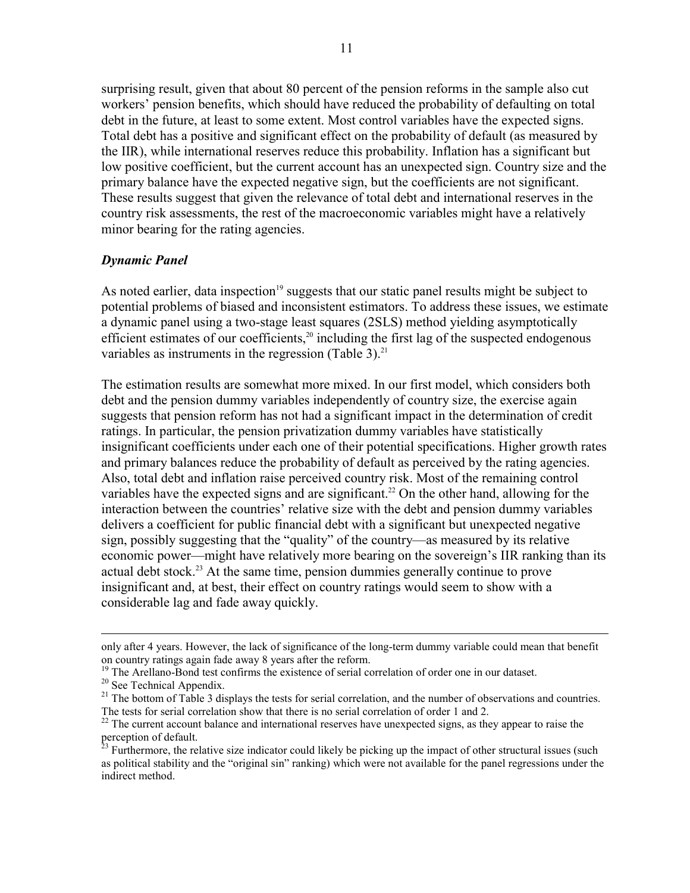surprising result, given that about 80 percent of the pension reforms in the sample also cut workers' pension benefits, which should have reduced the probability of defaulting on total debt in the future, at least to some extent. Most control variables have the expected signs. Total debt has a positive and significant effect on the probability of default (as measured by the IIR), while international reserves reduce this probability. Inflation has a significant but low positive coefficient, but the current account has an unexpected sign. Country size and the primary balance have the expected negative sign, but the coefficients are not significant. These results suggest that given the relevance of total debt and international reserves in the country risk assessments, the rest of the macroeconomic variables might have a relatively minor bearing for the rating agencies.

### *Dynamic Panel*

As noted earlier, data inspection[19] suggests that our static panel results might be subject to potential problems of biased and inconsistent estimators. To address these issues, we estimate a dynamic panel using a two-stage least squares (2SLS) method yielding asymptotically efficient estimates of our coefficients,[20] including the first lag of the suspected endogenous variables as instruments in the regression (Table 3).[21]

The estimation results are somewhat more mixed. In our first model, which considers both debt and the pension dummy variables independently of country size, the exercise again suggests that pension reform has not had a significant impact in the determination of credit ratings. In particular, the pension privatization dummy variables have statistically insignificant coefficients under each one of their potential specifications. Higher growth rates and primary balances reduce the probability of default as perceived by the rating agencies. Also, total debt and inflation raise perceived country risk. Most of the remaining control variables have the expected signs and are significant.[22] On the other hand, allowing for the interaction between the countries' relative size with the debt and pension dummy variables delivers a coefficient for public financial debt with a significant but unexpected negative sign, possibly suggesting that the "quality" of the country—as measured by its relative economic power—might have relatively more bearing on the sovereign's IIR ranking than its actual debt stock.[23] At the same time, pension dummies generally continue to prove insignificant and, at best, their effect on country ratings would seem to show with a considerable lag and fade away quickly.

---

only after 4 years. However, the lack of significance of the long-term dummy variable could mean that benefit on country ratings again fade away 8 years after the reform.

[19] The Arellano-Bond test confirms the existence of serial correlation of order one in our dataset.

[20] See Technical Appendix.

[21] The bottom of Table 3 displays the tests for serial correlation, and the number of observations and countries. The tests for serial correlation show that there is no serial correlation of order 1 and 2.

[22] The current account balance and international reserves have unexpected signs, as they appear to raise the perception of default.

[23] Furthermore, the relative size indicator could likely be picking up the impact of other structural issues (such as political stability and the "original sin" ranking) which were not available for the panel regressions under the indirect method.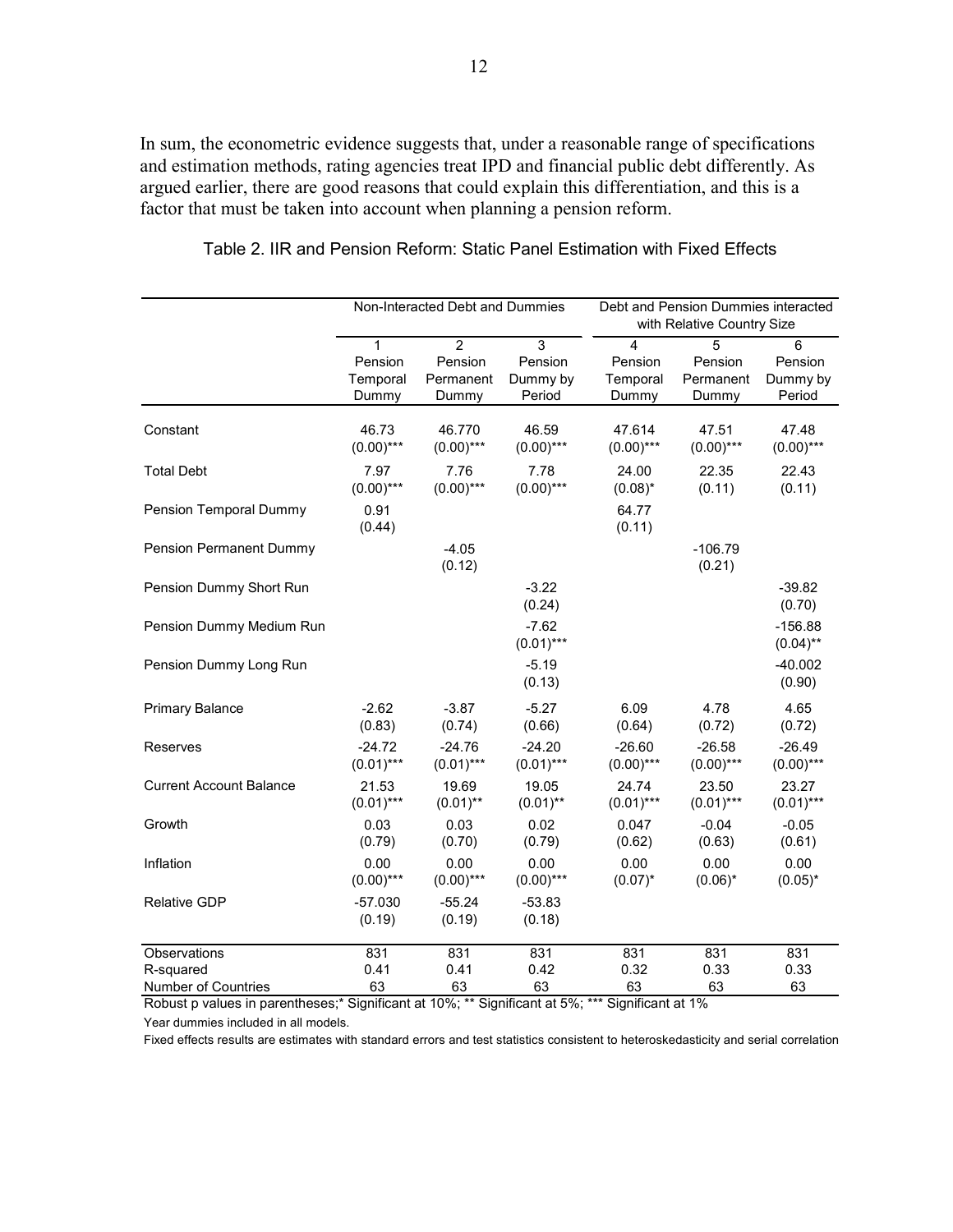In sum, the econometric evidence suggests that, under a reasonable range of specifications and estimation methods, rating agencies treat IPD and financial public debt differently. As argued earlier, there are good reasons that could explain this differentiation, and this is a factor that must be taken into account when planning a pension reform.

Table 2. IIR and Pension Reform: Static Panel Estimation with Fixed Effects

| | Non-Interacted Debt and Dummies | | | Debt and Pension Dummies interacted with Relative Country Size | | |
|---|---|---|---|---|---|---|
| | 1 Pension Temporal Dummy | 2 Pension Permanent Dummy | 3 Pension Dummy by Period | 4 Pension Temporal Dummy | 5 Pension Permanent Dummy | 6 Pension Dummy by Period |
| Constant | 46.73 (0.00)*** | 46.770 (0.00)*** | 46.59 (0.00)*** | 47.614 (0.00)*** | 47.51 (0.00)*** | 47.48 (0.00)*** |
| Total Debt | 7.97 (0.00)*** | 7.76 (0.00)*** | 7.78 (0.00)*** | 24.00 (0.08)* | 22.35 (0.11) | 22.43 (0.11) |
| Pension Temporal Dummy | 0.91 (0.44) | | | 64.77 (0.11) | | |
| Pension Permanent Dummy | | -4.05 (0.12) | | | -106.79 (0.21) | |
| Pension Dummy Short Run | | | -3.22 (0.24) | | | -39.82 (0.70) |
| Pension Dummy Medium Run | | | -7.62 (0.01)*** | | | -156.88 (0.04)** |
| Pension Dummy Long Run | | | -5.19 (0.13) | | | -40.002 (0.90) |
| Primary Balance | -2.62 (0.83) | -3.87 (0.74) | -5.27 (0.66) | 6.09 (0.64) | 4.78 (0.72) | 4.65 (0.72) |
| Reserves | -24.72 (0.01)*** | -24.76 (0.01)*** | -24.20 (0.01)*** | -26.60 (0.00)*** | -26.58 (0.00)*** | -26.49 (0.00)*** |
| Current Account Balance | 21.53 (0.01)*** | 19.69 (0.01)** | 19.05 (0.01)** | 24.74 (0.01)*** | 23.50 (0.01)*** | 23.27 (0.01)*** |
| Growth | 0.03 (0.79) | 0.03 (0.70) | 0.02 (0.79) | 0.047 (0.62) | -0.04 (0.63) | -0.05 (0.61) |
| Inflation | 0.00 (0.00)*** | 0.00 (0.00)*** | 0.00 (0.00)*** | 0.00 (0.07)* | 0.00 (0.06)* | 0.00 (0.05)* |
| Relative GDP | -57.030 (0.19) | -55.24 (0.19) | -53.83 (0.18) | | | |
| Observations | 831 | 831 | 831 | 831 | 831 | 831 |
| R-squared | 0.41 | 0.41 | 0.42 | 0.32 | 0.33 | 0.33 |
| Number of Countries | 63 | 63 | 63 | 63 | 63 | 63 |

Robust p values in parentheses;* Significant at 10%; ** Significant at 5%; *** Significant at 1%

Year dummies included in all models.

Fixed effects results are estimates with standard errors and test statistics consistent to heteroskedasticity and serial correlation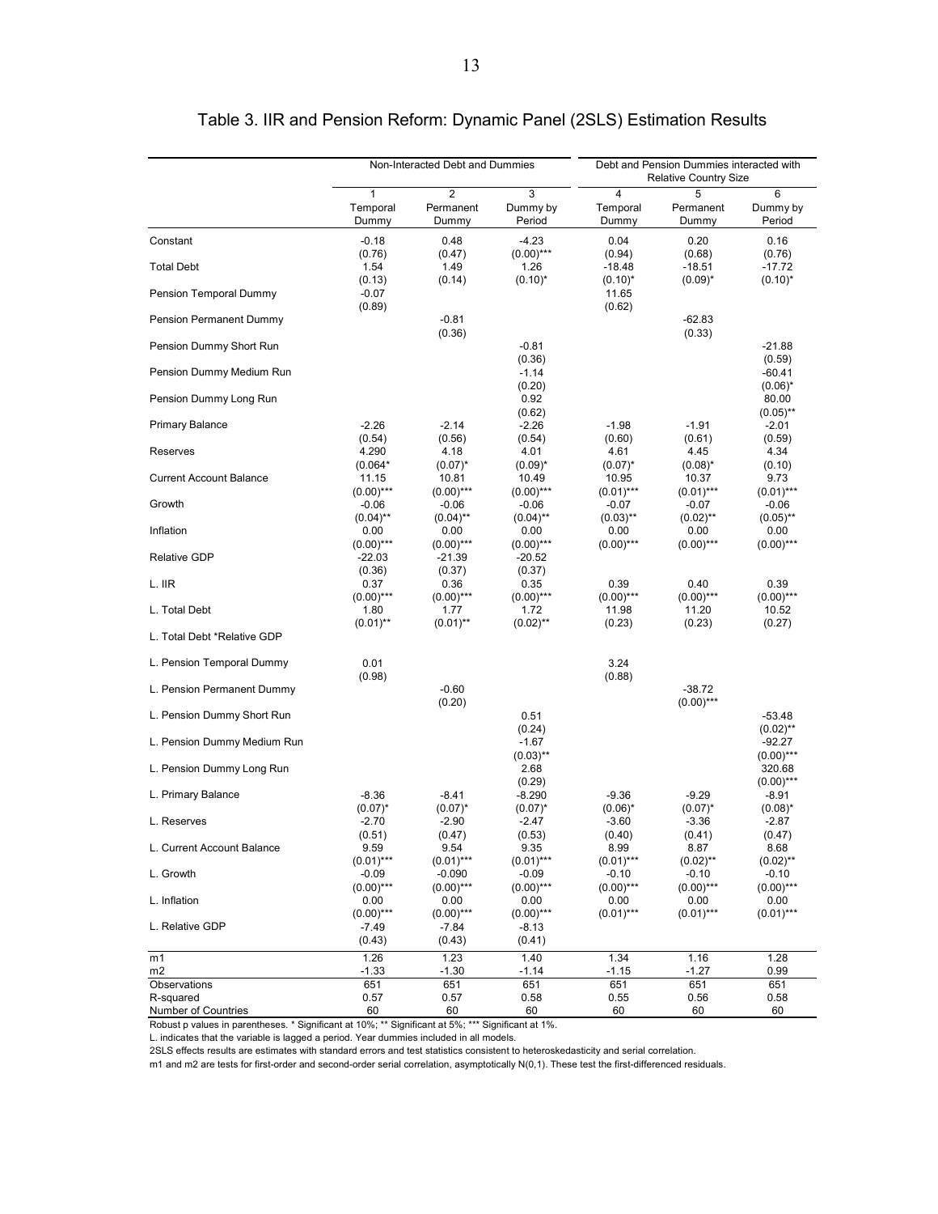# Table 3. IIR and Pension Reform: Dynamic Panel (2SLS) Estimation Results

| | Non-Interacted Debt and Dummies | | | Debt and Pension Dummies interacted with Relative Country Size | | |
|---|---|---|---|---|---|---|
| | 1 | 2 | 3 | 4 | 5 | 6 |
| | Temporal Dummy | Permanent Dummy | Dummy by Period | Temporal Dummy | Permanent Dummy | Dummy by Period |
| Constant | -0.18 | 0.48 | -4.23 | 0.04 | 0.20 | 0.16 |
| | (0.76) | (0.47) | (0.00)*** | (0.94) | (0.68) | (0.76) |
| Total Debt | 1.54 | 1.49 | 1.26 | -18.48 | -18.51 | -17.72 |
| | (0.13) | (0.14) | (0.10)* | (0.10)* | (0.09)* | (0.10)* |
| Pension Temporal Dummy | -0.07 | | | 11.65 | | |
| | (0.89) | | | (0.62) | | |
| Pension Permanent Dummy | | -0.81 | | | -62.83 | |
| | | (0.36) | | | (0.33) | |
| Pension Dummy Short Run | | | -0.81 | | | -21.88 |
| | | | (0.36) | | | (0.59) |
| Pension Dummy Medium Run | | | -1.14 | | | -60.41 |
| | | | (0.20) | | | (0.06)* |
| Pension Dummy Long Run | | | 0.92 | | | 80.00 |
| | | | (0.62) | | | (0.05)** |
| Primary Balance | -2.26 | -2.14 | -2.26 | -1.98 | -1.91 | -2.01 |
| | (0.54) | (0.56) | (0.54) | (0.60) | (0.61) | (0.59) |
| Reserves | 4.290 | 4.18 | 4.01 | 4.61 | 4.45 | 4.34 |
| | (0.064* | (0.07)* | (0.09)* | (0.07)* | (0.08)* | (0.10) |
| Current Account Balance | 11.15 | 10.81 | 10.49 | 10.95 | 10.37 | 9.73 |
| | (0.00)*** | (0.00)*** | (0.00)*** | (0.01)*** | (0.01)*** | (0.01)*** |
| Growth | -0.06 | -0.06 | -0.06 | -0.07 | -0.07 | -0.06 |
| | (0.04)** | (0.04)** | (0.04)** | (0.03)** | (0.02)** | (0.05)** |
| Inflation | 0.00 | 0.00 | 0.00 | 0.00 | 0.00 | 0.00 |
| | (0.00)*** | (0.00)*** | (0.00)*** | (0.00)*** | (0.00)*** | (0.00)*** |
| Relative GDP | -22.03 | -21.39 | -20.52 | | | |
| | (0.36) | (0.37) | (0.37) | | | |
| L. IIR | 0.37 | 0.36 | 0.35 | 0.39 | 0.40 | 0.39 |
| | (0.00)*** | (0.00)*** | (0.00)*** | (0.00)*** | (0.00)*** | (0.00)*** |
| L. Total Debt | 1.80 | 1.77 | 1.72 | 11.98 | 11.20 | 10.52 |
| | (0.01)** | (0.01)** | (0.02)** | (0.23) | (0.23) | (0.27) |
| L. Total Debt *Relative GDP | | | | | | |
| L. Pension Temporal Dummy | 0.01 | | | 3.24 | | |
| | (0.98) | | | (0.88) | | |
| L. Pension Permanent Dummy | | -0.60 | | | -38.72 | |
| | | (0.20) | | | (0.00)*** | |
| L. Pension Dummy Short Run | | | 0.51 | | | -53.48 |
| | | | (0.24) | | | (0.02)** |
| L. Pension Dummy Medium Run | | | -1.67 | | | -92.27 |
| | | | (0.03)** | | | (0.00)*** |
| L. Pension Dummy Long Run | | | 2.68 | | | 320.68 |
| | | | (0.29) | | | (0.00)*** |
| L. Primary Balance | -8.36 | -8.41 | -8.290 | -9.36 | -9.29 | -8.91 |
| | (0.07)* | (0.07)* | (0.07)* | (0.06)* | (0.07)* | (0.08)* |
| L. Reserves | -2.70 | -2.90 | -2.47 | -3.60 | -3.36 | -2.87 |
| | (0.51) | (0.47) | (0.53) | (0.40) | (0.41) | (0.47) |
| L. Current Account Balance | 9.59 | 9.54 | 9.35 | 8.99 | 8.87 | 8.68 |
| | (0.01)*** | (0.01)*** | (0.01)*** | (0.01)*** | (0.02)** | (0.02)** |
| L. Growth | -0.09 | -0.090 | -0.09 | -0.10 | -0.10 | -0.10 |
| | (0.00)*** | (0.00)*** | (0.00)*** | (0.00)*** | (0.00)*** | (0.00)*** |
| L. Inflation | 0.00 | 0.00 | 0.00 | 0.00 | 0.00 | 0.00 |
| | (0.00)*** | (0.00)*** | (0.00)*** | (0.01)*** | (0.01)*** | (0.01)*** |
| L. Relative GDP | -7.49 | -7.84 | -8.13 | | | |
| | (0.43) | (0.43) | (0.41) | | | |
| m1 | 1.26 | 1.23 | 1.40 | 1.34 | 1.16 | 1.28 |
| m2 | -1.33 | -1.30 | -1.14 | -1.15 | -1.27 | 0.99 |
| Observations | 651 | 651 | 651 | 651 | 651 | 651 |
| R-squared | 0.57 | 0.57 | 0.58 | 0.55 | 0.56 | 0.58 |
| Number of Countries | 60 | 60 | 60 | 60 | 60 | 60 |

Robust p values in parentheses. * Significant at 10%; ** Significant at 5%; *** Significant at 1%.

L. indicates that the variable is lagged a period. Year dummies included in all models.

2SLS effects results are estimates with standard errors and test statistics consistent to heteroskedasticity and serial correlation.

m1 and m2 are tests for first-order and second-order serial correlation, asymptotically N(0,1). These test the first-differenced residuals.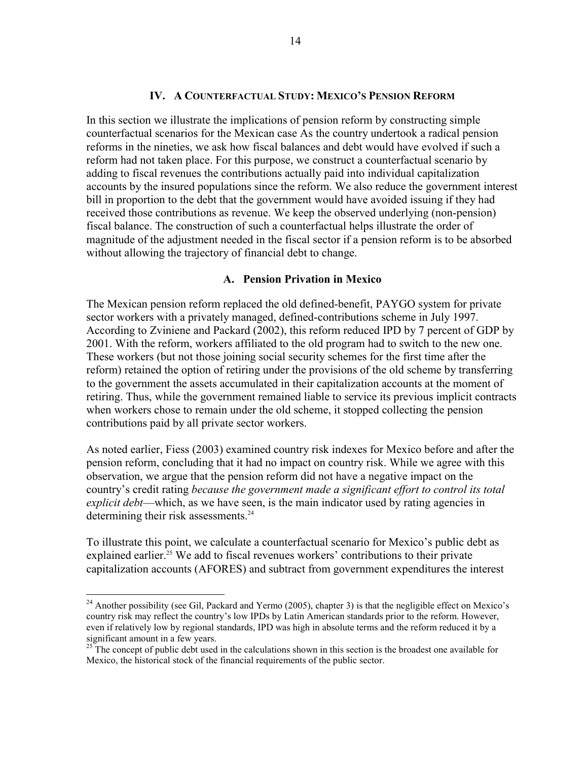## IV. A Counterfactual Study: Mexico's Pension Reform

In this section we illustrate the implications of pension reform by constructing simple counterfactual scenarios for the Mexican case As the country undertook a radical pension reforms in the nineties, we ask how fiscal balances and debt would have evolved if such a reform had not taken place. For this purpose, we construct a counterfactual scenario by adding to fiscal revenues the contributions actually paid into individual capitalization accounts by the insured populations since the reform. We also reduce the government interest bill in proportion to the debt that the government would have avoided issuing if they had received those contributions as revenue. We keep the observed underlying (non-pension) fiscal balance. The construction of such a counterfactual helps illustrate the order of magnitude of the adjustment needed in the fiscal sector if a pension reform is to be absorbed without allowing the trajectory of financial debt to change.

### A. Pension Privation in Mexico

The Mexican pension reform replaced the old defined-benefit, PAYGO system for private sector workers with a privately managed, defined-contributions scheme in July 1997. According to Zviniene and Packard (2002), this reform reduced IPD by 7 percent of GDP by 2001. With the reform, workers affiliated to the old program had to switch to the new one. These workers (but not those joining social security schemes for the first time after the reform) retained the option of retiring under the provisions of the old scheme by transferring to the government the assets accumulated in their capitalization accounts at the moment of retiring. Thus, while the government remained liable to service its previous implicit contracts when workers chose to remain under the old scheme, it stopped collecting the pension contributions paid by all private sector workers.

As noted earlier, Fiess (2003) examined country risk indexes for Mexico before and after the pension reform, concluding that it had no impact on country risk. While we agree with this observation, we argue that the pension reform did not have a negative impact on the country's credit rating *because the government made a significant effort to control its total explicit debt*—which, as we have seen, is the main indicator used by rating agencies in determining their risk assessments.[24]

To illustrate this point, we calculate a counterfactual scenario for Mexico's public debt as explained earlier.[25] We add to fiscal revenues workers' contributions to their private capitalization accounts (AFORES) and subtract from government expenditures the interest

---

[24] Another possibility (see Gil, Packard and Yermo (2005), chapter 3) is that the negligible effect on Mexico's country risk may reflect the country's low IPDs by Latin American standards prior to the reform. However, even if relatively low by regional standards, IPD was high in absolute terms and the reform reduced it by a significant amount in a few years.

[25] The concept of public debt used in the calculations shown in this section is the broadest one available for Mexico, the historical stock of the financial requirements of the public sector.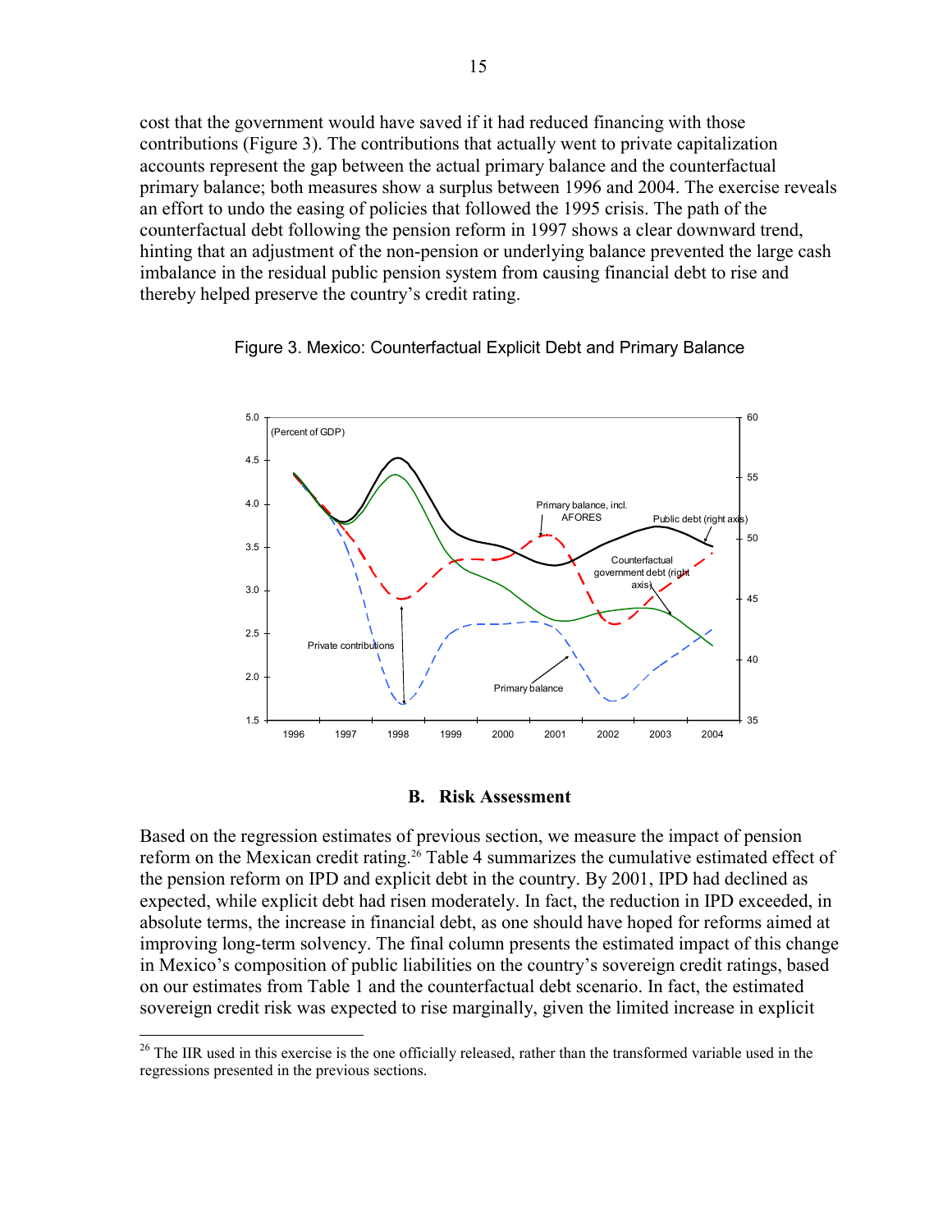cost that the government would have saved if it had reduced financing with those contributions (Figure 3). The contributions that actually went to private capitalization accounts represent the gap between the actual primary balance and the counterfactual primary balance; both measures show a surplus between 1996 and 2004. The exercise reveals an effort to undo the easing of policies that followed the 1995 crisis. The path of the counterfactual debt following the pension reform in 1997 shows a clear downward trend, hinting that an adjustment of the non-pension or underlying balance prevented the large cash imbalance in the residual public pension system from causing financial debt to rise and thereby helped preserve the country's credit rating.

Figure 3. Mexico: Counterfactual Explicit Debt and Primary Balance

### B. Risk Assessment

Based on the regression estimates of previous section, we measure the impact of pension reform on the Mexican credit rating.[26] Table 4 summarizes the cumulative estimated effect of the pension reform on IPD and explicit debt in the country. By 2001, IPD had declined as expected, while explicit debt had risen moderately. In fact, the reduction in IPD exceeded, in absolute terms, the increase in financial debt, as one should have hoped for reforms aimed at improving long-term solvency. The final column presents the estimated impact of this change in Mexico's composition of public liabilities on the country's sovereign credit ratings, based on our estimates from Table 1 and the counterfactual debt scenario. In fact, the estimated sovereign credit risk was expected to rise marginally, given the limited increase in explicit

[26] The IIR used in this exercise is the one officially released, rather than the transformed variable used in the regressions presented in the previous sections.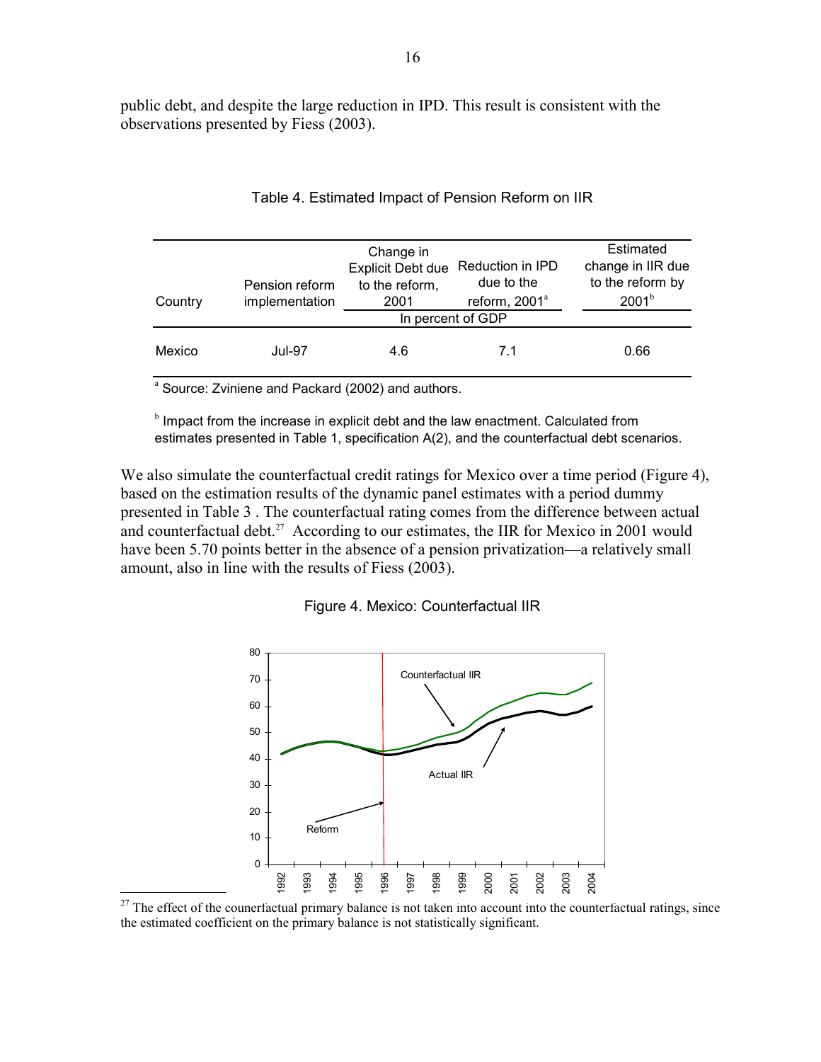public debt, and despite the large reduction in IPD. This result is consistent with the observations presented by Fiess (2003).

Table 4. Estimated Impact of Pension Reform on IIR

| Country | Pension reform implementation | Change in Explicit Debt due to the reform, 2001 | Reduction in IPD due to the reform, 2001[a] | Estimated change in IIR due to the reform by 2001[b] |
|---|---|---|---|---|
| | | In percent of GDP | | |
| Mexico | Jul-97 | 4.6 | 7.1 | 0.66 |

[a] Source: Zviniene and Packard (2002) and authors.

[b] Impact from the increase in explicit debt and the law enactment. Calculated from estimates presented in Table 1, specification A(2), and the counterfactual debt scenarios.

We also simulate the counterfactual credit ratings for Mexico over a time period (Figure 4), based on the estimation results of the dynamic panel estimates with a period dummy presented in Table 3 . The counterfactual rating comes from the difference between actual and counterfactual debt.[27] According to our estimates, the IIR for Mexico in 2001 would have been 5.70 points better in the absence of a pension privatization—a relatively small amount, also in line with the results of Fiess (2003).

Figure 4. Mexico: Counterfactual IIR

[27] The effect of the counerfactual primary balance is not taken into account into the counterfactual ratings, since the estimated coefficient on the primary balance is not statistically significant.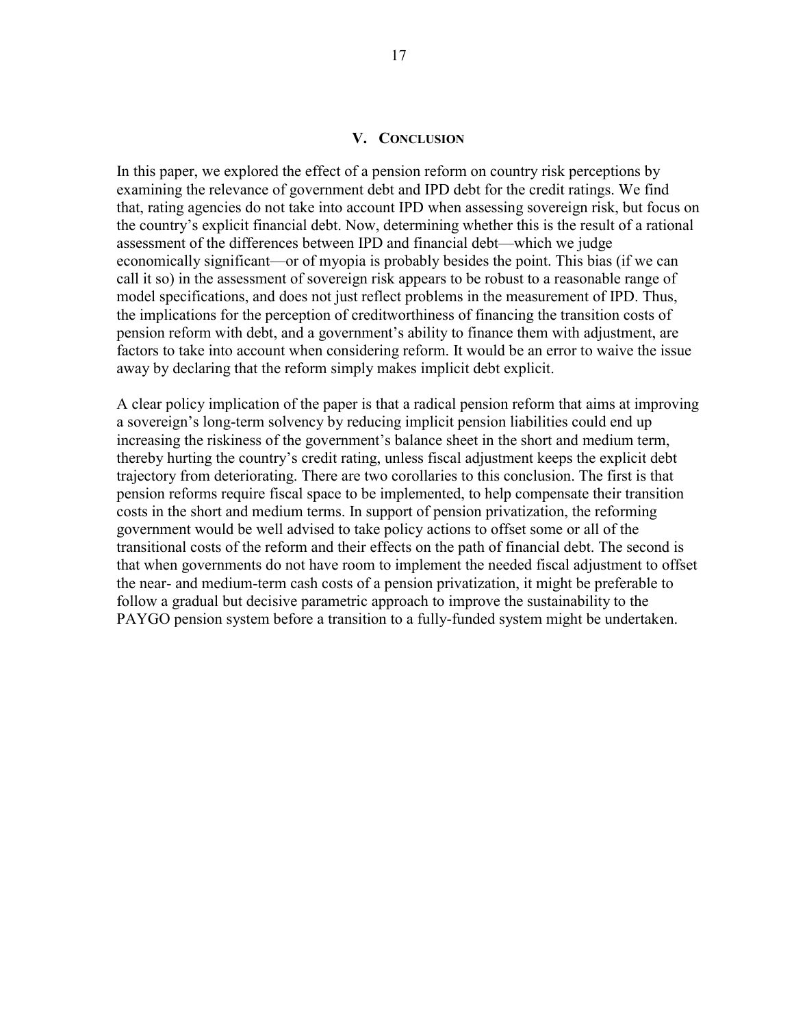## V. Conclusion

In this paper, we explored the effect of a pension reform on country risk perceptions by examining the relevance of government debt and IPD debt for the credit ratings. We find that, rating agencies do not take into account IPD when assessing sovereign risk, but focus on the country's explicit financial debt. Now, determining whether this is the result of a rational assessment of the differences between IPD and financial debt—which we judge economically significant—or of myopia is probably besides the point. This bias (if we can call it so) in the assessment of sovereign risk appears to be robust to a reasonable range of model specifications, and does not just reflect problems in the measurement of IPD. Thus, the implications for the perception of creditworthiness of financing the transition costs of pension reform with debt, and a government's ability to finance them with adjustment, are factors to take into account when considering reform. It would be an error to waive the issue away by declaring that the reform simply makes implicit debt explicit.

A clear policy implication of the paper is that a radical pension reform that aims at improving a sovereign's long-term solvency by reducing implicit pension liabilities could end up increasing the riskiness of the government's balance sheet in the short and medium term, thereby hurting the country's credit rating, unless fiscal adjustment keeps the explicit debt trajectory from deteriorating. There are two corollaries to this conclusion. The first is that pension reforms require fiscal space to be implemented, to help compensate their transition costs in the short and medium terms. In support of pension privatization, the reforming government would be well advised to take policy actions to offset some or all of the transitional costs of the reform and their effects on the path of financial debt. The second is that when governments do not have room to implement the needed fiscal adjustment to offset the near- and medium-term cash costs of a pension privatization, it might be preferable to follow a gradual but decisive parametric approach to improve the sustainability to the PAYGO pension system before a transition to a fully-funded system might be undertaken.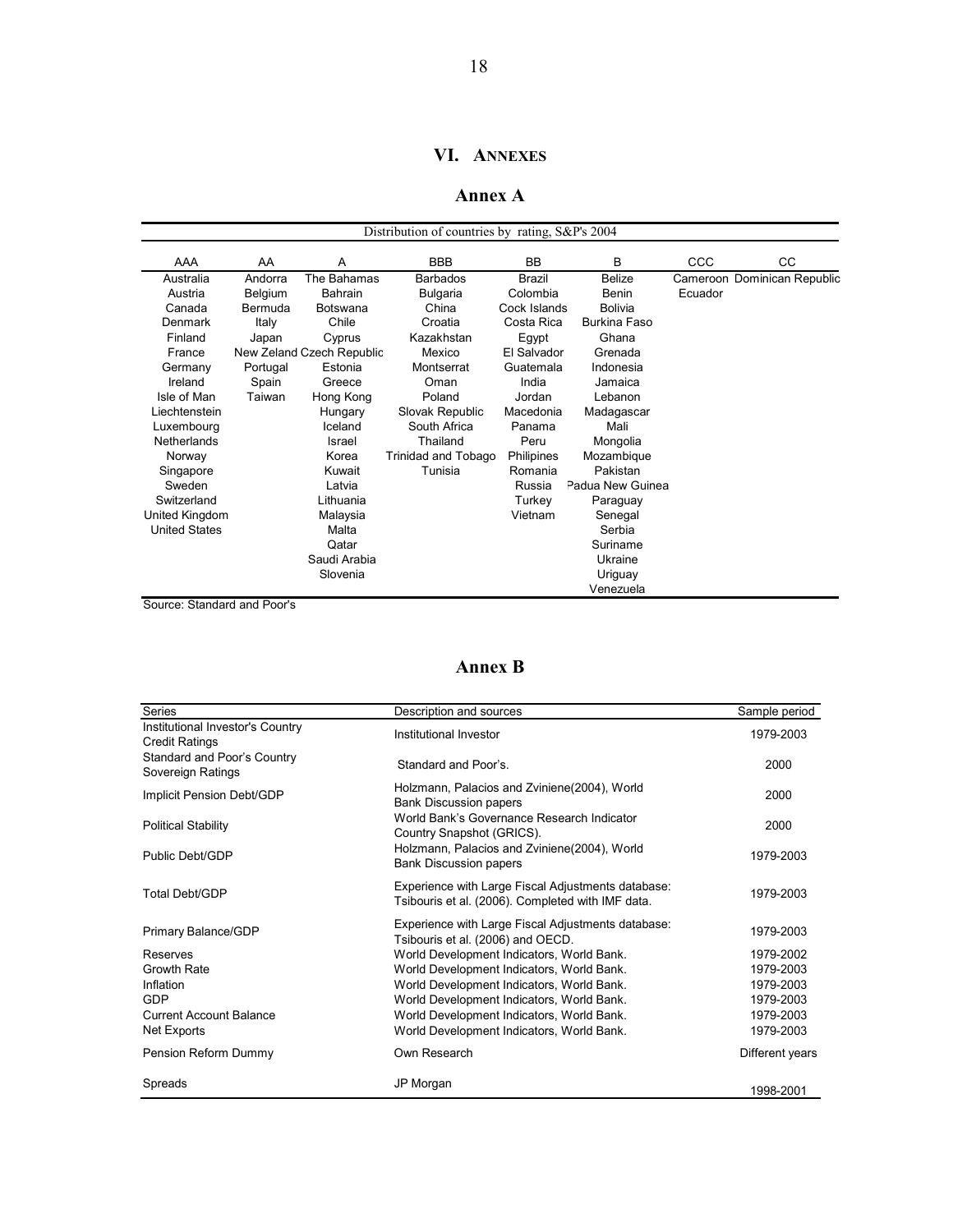# VI. ANNEXES

## Annex A

| Distribution of countries by rating, S&P's 2004 | | | | | | | |
|---|---|---|---|---|---|---|---|
| AAA | AA | A | BBB | BB | B | CCC | CC |
| Australia | Andorra | The Bahamas | Barbados | Brazil | Belize | Cameroon | Dominican Republic |
| Austria | Belgium | Bahrain | Bulgaria | Colombia | Benin | Ecuador | |
| Canada | Bermuda | Botswana | China | Cock Islands | Bolivia | | |
| Denmark | Italy | Chile | Croatia | Costa Rica | Burkina Faso | | |
| Finland | Japan | Cyprus | Kazakhstan | Egypt | Ghana | | |
| France | New Zeland | Czech Republic | Mexico | El Salvador | Grenada | | |
| Germany | Portugal | Estonia | Montserrat | Guatemala | Indonesia | | |
| Ireland | Spain | Greece | Oman | India | Jamaica | | |
| Isle of Man | Taiwan | Hong Kong | Poland | Jordan | Lebanon | | |
| Liechtenstein | | Hungary | Slovak Republic | Macedonia | Madagascar | | |
| Luxembourg | | Iceland | South Africa | Panama | Mali | | |
| Netherlands | | Israel | Thailand | Peru | Mongolia | | |
| Norway | | Korea | Trinidad and Tobago | Philipines | Mozambique | | |
| Singapore | | Kuwait | Tunisia | Romania | Pakistan | | |
| Sweden | | Latvia | | Russia | Padua New Guinea | | |
| Switzerland | | Lithuania | | Turkey | Paraguay | | |
| United Kingdom | | Malaysia | | Vietnam | Senegal | | |
| United States | | Malta | | | Serbia | | |
| | | Qatar | | | Suriname | | |
| | | Saudi Arabia | | | Ukraine | | |
| | | Slovenia | | | Uriguay | | |
| | | | | | Venezuela | | |

Source: Standard and Poor's

## Annex B

| Series | Description and sources | Sample period |
|---|---|---|
| Institutional Investor's Country Credit Ratings | Institutional Investor | 1979-2003 |
| Standard and Poor's Country Sovereign Ratings | Standard and Poor's. | 2000 |
| Implicit Pension Debt/GDP | Holzmann, Palacios and Zviniene(2004), World Bank Discussion papers | 2000 |
| Political Stability | World Bank's Governance Research Indicator Country Snapshot (GRICS). | 2000 |
| Public Debt/GDP | Holzmann, Palacios and Zviniene(2004), World Bank Discussion papers | 1979-2003 |
| Total Debt/GDP | Experience with Large Fiscal Adjustments database: Tsibouris et al. (2006). Completed with IMF data. | 1979-2003 |
| Primary Balance/GDP | Experience with Large Fiscal Adjustments database: Tsibouris et al. (2006) and OECD. | 1979-2003 |
| Reserves | World Development Indicators, World Bank. | 1979-2002 |
| Growth Rate | World Development Indicators, World Bank. | 1979-2003 |
| Inflation | World Development Indicators, World Bank. | 1979-2003 |
| GDP | World Development Indicators, World Bank. | 1979-2003 |
| Current Account Balance | World Development Indicators, World Bank. | 1979-2003 |
| Net Exports | World Development Indicators, World Bank. | 1979-2003 |
| Pension Reform Dummy | Own Research | Different years |
| Spreads | JP Morgan | 1998-2001 |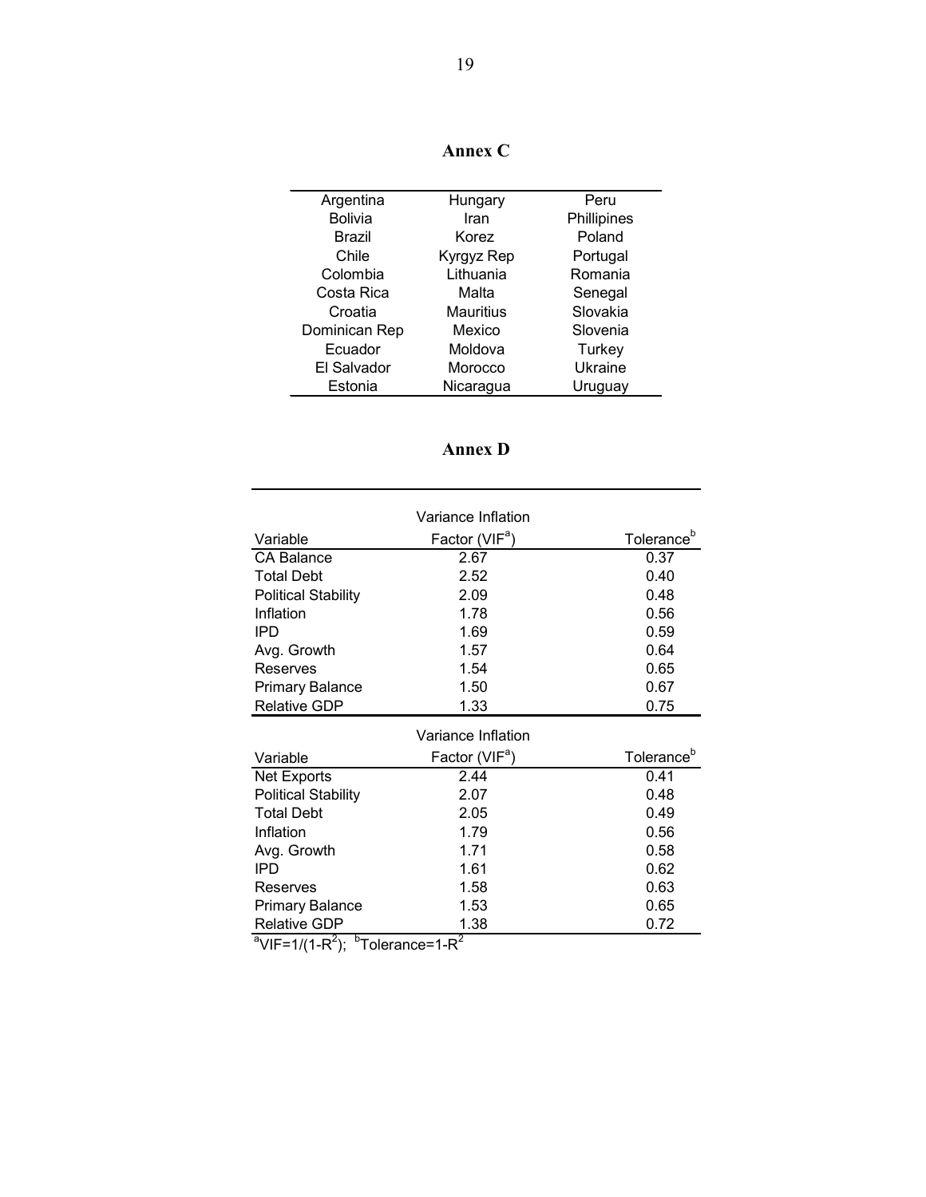## Annex C

| | | |
|---|---|---|
| Argentina | Hungary | Peru |
| Bolivia | Iran | Phillipines |
| Brazil | Korez | Poland |
| Chile | Kyrgyz Rep | Portugal |
| Colombia | Lithuania | Romania |
| Costa Rica | Malta | Senegal |
| Croatia | Mauritius | Slovakia |
| Dominican Rep | Mexico | Slovenia |
| Ecuador | Moldova | Turkey |
| El Salvador | Morocco | Ukraine |
| Estonia | Nicaragua | Uruguay |

## Annex D

| Variable | Variance Inflation Factor (VIF[a]) | Tolerance[b] |
|---|---|---|
| CA Balance | 2.67 | 0.37 |
| Total Debt | 2.52 | 0.40 |
| Political Stability | 2.09 | 0.48 |
| Inflation | 1.78 | 0.56 |
| IPD | 1.69 | 0.59 |
| Avg. Growth | 1.57 | 0.64 |
| Reserves | 1.54 | 0.65 |
| Primary Balance | 1.50 | 0.67 |
| Relative GDP | 1.33 | 0.75 |

| Variable | Variance Inflation Factor (VIF[a]) | Tolerance[b] |
|---|---|---|
| Net Exports | 2.44 | 0.41 |
| Political Stability | 2.07 | 0.48 |
| Total Debt | 2.05 | 0.49 |
| Inflation | 1.79 | 0.56 |
| Avg. Growth | 1.71 | 0.58 |
| IPD | 1.61 | 0.62 |
| Reserves | 1.58 | 0.63 |
| Primary Balance | 1.53 | 0.65 |
| Relative GDP | 1.38 | 0.72 |

[a] $VIF=1/(1-R^2)$; [b] $Tolerance=1-R^2$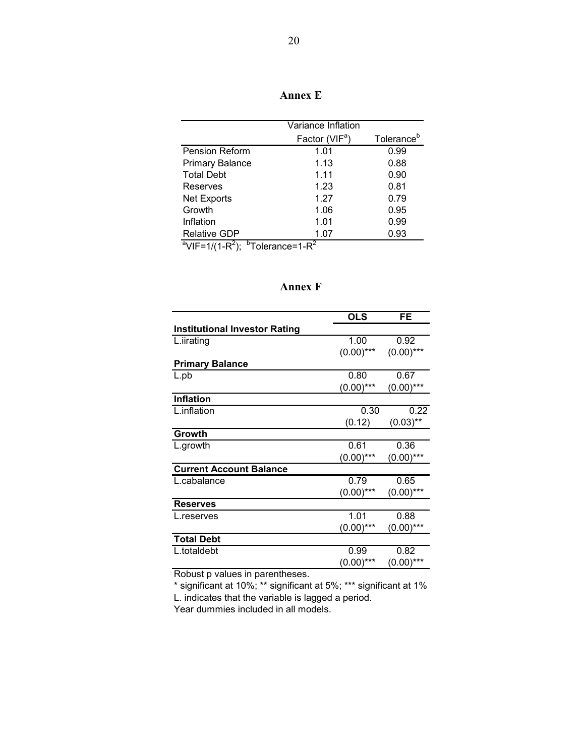## Annex E

| | Variance Inflation Factor (VIF[a]) | Tolerance[b] |
|---|---|---|
| Pension Reform | 1.01 | 0.99 |
| Primary Balance | 1.13 | 0.88 |
| Total Debt | 1.11 | 0.90 |
| Reserves | 1.23 | 0.81 |
| Net Exports | 1.27 | 0.79 |
| Growth | 1.06 | 0.95 |
| Inflation | 1.01 | 0.99 |
| Relative GDP | 1.07 | 0.93 |

[a]$VIF=1/(1-R^2)$; [b]$Tolerance=1-R^2$

## Annex F

| | OLS | FE |
|---|---|---|
| **Institutional Investor Rating** | | |
| L.iirating | 1.00 | 0.92 |
| | (0.00)*** | (0.00)*** |
| **Primary Balance** | | |
| L.pb | 0.80 | 0.67 |
| | (0.00)*** | (0.00)*** |
| **Inflation** | | |
| L.inflation | 0.30 | 0.22 |
| | (0.12) | (0.03)** |
| **Growth** | | |
| L.growth | 0.61 | 0.36 |
| | (0.00)*** | (0.00)*** |
| **Current Account Balance** | | |
| L.cabalance | 0.79 | 0.65 |
| | (0.00)*** | (0.00)*** |
| **Reserves** | | |
| L.reserves | 1.01 | 0.88 |
| | (0.00)*** | (0.00)*** |
| **Total Debt** | | |
| L.totaldebt | 0.99 | 0.82 |
| | (0.00)*** | (0.00)*** |

Robust p values in parentheses.
* significant at 10%; ** significant at 5%; *** significant at 1%
L. indicates that the variable is lagged a period.
Year dummies included in all models.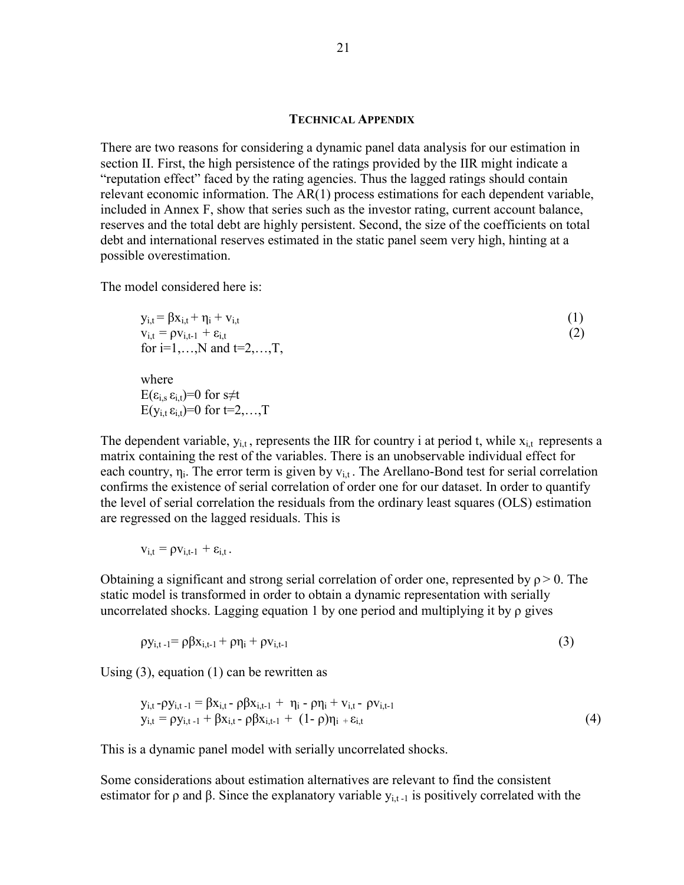## TECHNICAL APPENDIX

There are two reasons for considering a dynamic panel data analysis for our estimation in section II. First, the high persistence of the ratings provided by the IIR might indicate a "reputation effect" faced by the rating agencies. Thus the lagged ratings should contain relevant economic information. The AR(1) process estimations for each dependent variable, included in Annex F, show that series such as the investor rating, current account balance, reserves and the total debt are highly persistent. Second, the size of the coefficients on total debt and international reserves estimated in the static panel seem very high, hinting at a possible overestimation.

The model considered here is:

$$y_{i,t} = \beta x_{i,t} + \eta_i + v_{i,t} \tag{1}$$

$$v_{i,t} = \rho v_{i,t-1} + \varepsilon_{i,t} \tag{2}$$

for $i=1,\ldots,N$ and $t=2,\ldots,T$,

where

$E(\varepsilon_{i,s}\,\varepsilon_{i,t})=0$ for $s\neq t$

$E(y_{i,t}\,\varepsilon_{i,t})=0$ for $t=2,\ldots,T$

The dependent variable, $y_{i,t}$, represents the IIR for country i at period t, while $x_{i,t}$ represents a matrix containing the rest of the variables. There is an unobservable individual effect for each country, $\eta_i$. The error term is given by $v_{i,t}$. The Arellano-Bond test for serial correlation confirms the existence of serial correlation of order one for our dataset. In order to quantify the level of serial correlation the residuals from the ordinary least squares (OLS) estimation are regressed on the lagged residuals. This is

$$v_{i,t} = \rho v_{i,t-1} + \varepsilon_{i,t}.$$

Obtaining a significant and strong serial correlation of order one, represented by $\rho > 0$. The static model is transformed in order to obtain a dynamic representation with serially uncorrelated shocks. Lagging equation 1 by one period and multiplying it by $\rho$ gives

$$\rho y_{i,t-1} = \rho\beta x_{i,t-1} + \rho\eta_i + \rho v_{i,t-1} \tag{3}$$

Using (3), equation (1) can be rewritten as

$$y_{i,t} - \rho y_{i,t-1} = \beta x_{i,t} - \rho\beta x_{i,t-1} + \eta_i - \rho\eta_i + v_{i,t} - \rho v_{i,t-1}$$

$$y_{i,t} = \rho y_{i,t-1} + \beta x_{i,t} - \rho\beta x_{i,t-1} + (1-\rho)\eta_i + \varepsilon_{i,t} \tag{4}$$

This is a dynamic panel model with serially uncorrelated shocks.

Some considerations about estimation alternatives are relevant to find the consistent estimator for $\rho$ and $\beta$. Since the explanatory variable $y_{i,t-1}$ is positively correlated with the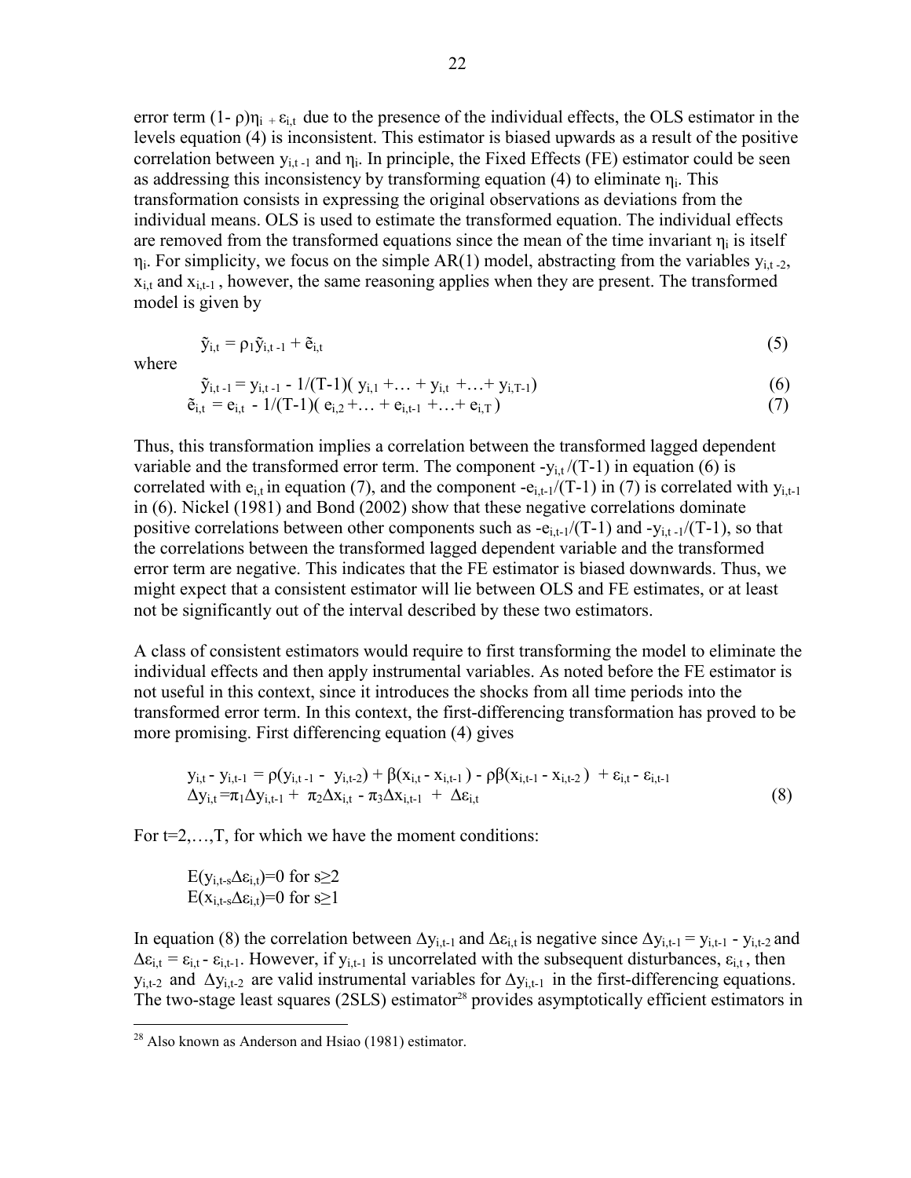error term $(1-\rho)\eta_i + \varepsilon_{i,t}$ due to the presence of the individual effects, the OLS estimator in the levels equation (4) is inconsistent. This estimator is biased upwards as a result of the positive correlation between $y_{i,t-1}$ and $\eta_i$. In principle, the Fixed Effects (FE) estimator could be seen as addressing this inconsistency by transforming equation (4) to eliminate $\eta_i$. This transformation consists in expressing the original observations as deviations from the individual means. OLS is used to estimate the transformed equation. The individual effects are removed from the transformed equations since the mean of the time invariant $\eta_i$ is itself $\eta_i$. For simplicity, we focus on the simple AR(1) model, abstracting from the variables $y_{i,t-2}$, $x_{i,t}$ and $x_{i,t-1}$, however, the same reasoning applies when they are present. The transformed model is given by

$$\tilde{y}_{i,t} = \rho_1 \tilde{y}_{i,t-1} + \tilde{e}_{i,t} \tag{5}$$

where

$$\tilde{y}_{i,t-1} = y_{i,t-1} - 1/(T-1)(y_{i,1} + \ldots + y_{i,t} + \ldots + y_{i,T-1}) \tag{6}$$

$$\tilde{e}_{i,t} = e_{i,t} - 1/(T-1)(e_{i,2} + \ldots + e_{i,t-1} + \ldots + e_{i,T}) \tag{7}$$

Thus, this transformation implies a correlation between the transformed lagged dependent variable and the transformed error term. The component $-y_{i,t}/(T-1)$ in equation (6) is correlated with $e_{i,t}$ in equation (7), and the component $-e_{i,t-1}/(T-1)$ in (7) is correlated with $y_{i,t-1}$ in (6). Nickel (1981) and Bond (2002) show that these negative correlations dominate positive correlations between other components such as $-e_{i,t-1}/(T-1)$ and $-y_{i,t-1}/(T-1)$, so that the correlations between the transformed lagged dependent variable and the transformed error term are negative. This indicates that the FE estimator is biased downwards. Thus, we might expect that a consistent estimator will lie between OLS and FE estimates, or at least not be significantly out of the interval described by these two estimators.

A class of consistent estimators would require to first transforming the model to eliminate the individual effects and then apply instrumental variables. As noted before the FE estimator is not useful in this context, since it introduces the shocks from all time periods into the transformed error term. In this context, the first-differencing transformation has proved to be more promising. First differencing equation (4) gives

$$y_{i,t} - y_{i,t-1} = \rho(y_{i,t-1} - y_{i,t-2}) + \beta(x_{i,t} - x_{i,t-1}) - \rho\beta(x_{i,t-1} - x_{i,t-2}) + \varepsilon_{i,t} - \varepsilon_{i,t-1}$$

$$\Delta y_{i,t} = \pi_1 \Delta y_{i,t-1} + \pi_2 \Delta x_{i,t} - \pi_3 \Delta x_{i,t-1} + \Delta\varepsilon_{i,t} \tag{8}$$

For $t=2,\ldots,T$, for which we have the moment conditions:

$$E(y_{i,t-s}\Delta\varepsilon_{i,t})=0 \text{ for } s\geq 2$$
$$E(x_{i,t-s}\Delta\varepsilon_{i,t})=0 \text{ for } s\geq 1$$

In equation (8) the correlation between $\Delta y_{i,t-1}$ and $\Delta\varepsilon_{i,t}$ is negative since $\Delta y_{i,t-1} = y_{i,t-1} - y_{i,t-2}$ and $\Delta\varepsilon_{i,t} = \varepsilon_{i,t} - \varepsilon_{i,t-1}$. However, if $y_{i,t-1}$ is uncorrelated with the subsequent disturbances, $\varepsilon_{i,t}$, then $y_{i,t-2}$ and $\Delta y_{i,t-2}$ are valid instrumental variables for $\Delta y_{i,t-1}$ in the first-differencing equations. The two-stage least squares (2SLS) estimator[28] provides asymptotically efficient estimators in

[28] Also known as Anderson and Hsiao (1981) estimator.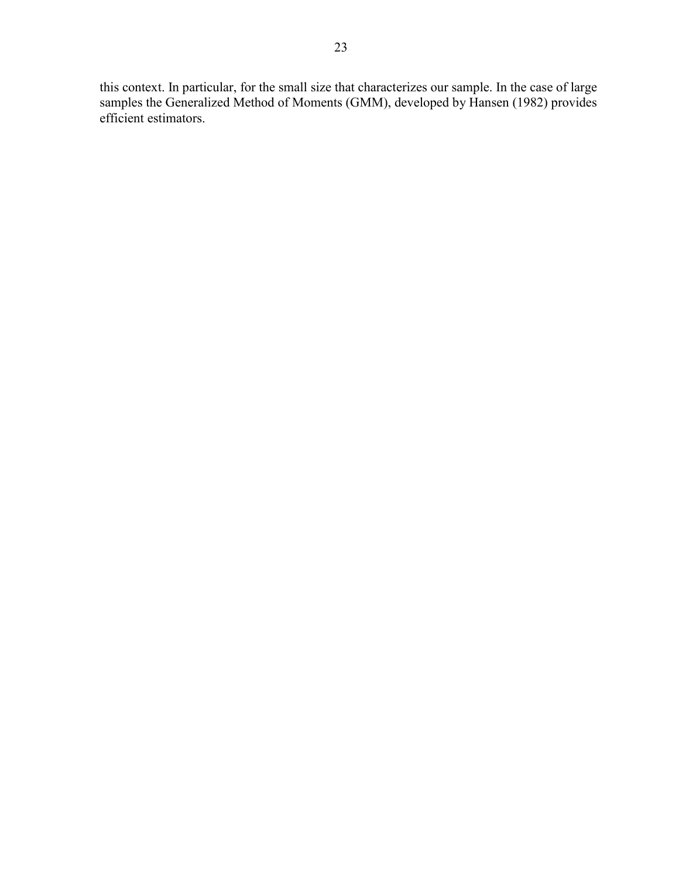this context. In particular, for the small size that characterizes our sample. In the case of large samples the Generalized Method of Moments (GMM), developed by Hansen (1982) provides efficient estimators.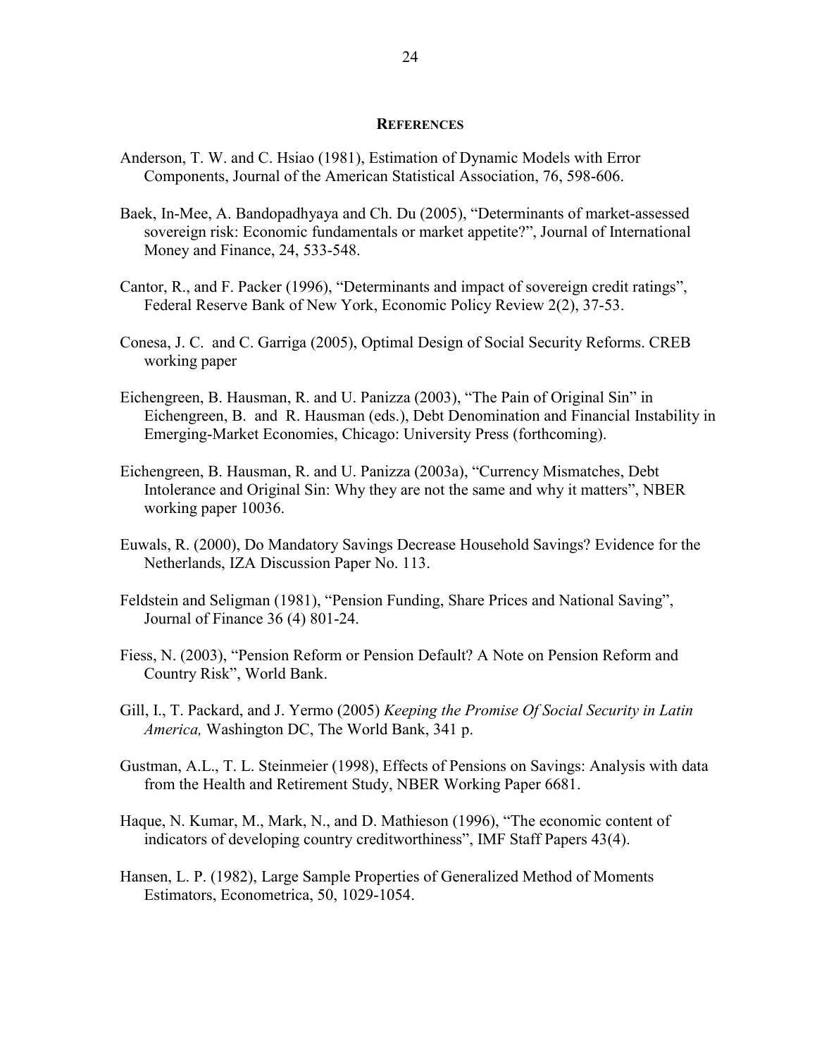## REFERENCES

Anderson, T. W. and C. Hsiao (1981), Estimation of Dynamic Models with Error Components, Journal of the American Statistical Association, 76, 598-606.

Baek, In-Mee, A. Bandopadhyaya and Ch. Du (2005), "Determinants of market-assessed sovereign risk: Economic fundamentals or market appetite?", Journal of International Money and Finance, 24, 533-548.

Cantor, R., and F. Packer (1996), "Determinants and impact of sovereign credit ratings", Federal Reserve Bank of New York, Economic Policy Review 2(2), 37-53.

Conesa, J. C. and C. Garriga (2005), Optimal Design of Social Security Reforms. CREB working paper

Eichengreen, B. Hausman, R. and U. Panizza (2003), "The Pain of Original Sin" in Eichengreen, B. and R. Hausman (eds.), Debt Denomination and Financial Instability in Emerging-Market Economies, Chicago: University Press (forthcoming).

Eichengreen, B. Hausman, R. and U. Panizza (2003a), "Currency Mismatches, Debt Intolerance and Original Sin: Why they are not the same and why it matters", NBER working paper 10036.

Euwals, R. (2000), Do Mandatory Savings Decrease Household Savings? Evidence for the Netherlands, IZA Discussion Paper No. 113.

Feldstein and Seligman (1981), "Pension Funding, Share Prices and National Saving", Journal of Finance 36 (4) 801-24.

Fiess, N. (2003), "Pension Reform or Pension Default? A Note on Pension Reform and Country Risk", World Bank.

Gill, I., T. Packard, and J. Yermo (2005) *Keeping the Promise Of Social Security in Latin America,* Washington DC, The World Bank, 341 p.

Gustman, A.L., T. L. Steinmeier (1998), Effects of Pensions on Savings: Analysis with data from the Health and Retirement Study, NBER Working Paper 6681.

Haque, N. Kumar, M., Mark, N., and D. Mathieson (1996), "The economic content of indicators of developing country creditworthiness", IMF Staff Papers 43(4).

Hansen, L. P. (1982), Large Sample Properties of Generalized Method of Moments Estimators, Econometrica, 50, 1029-1054.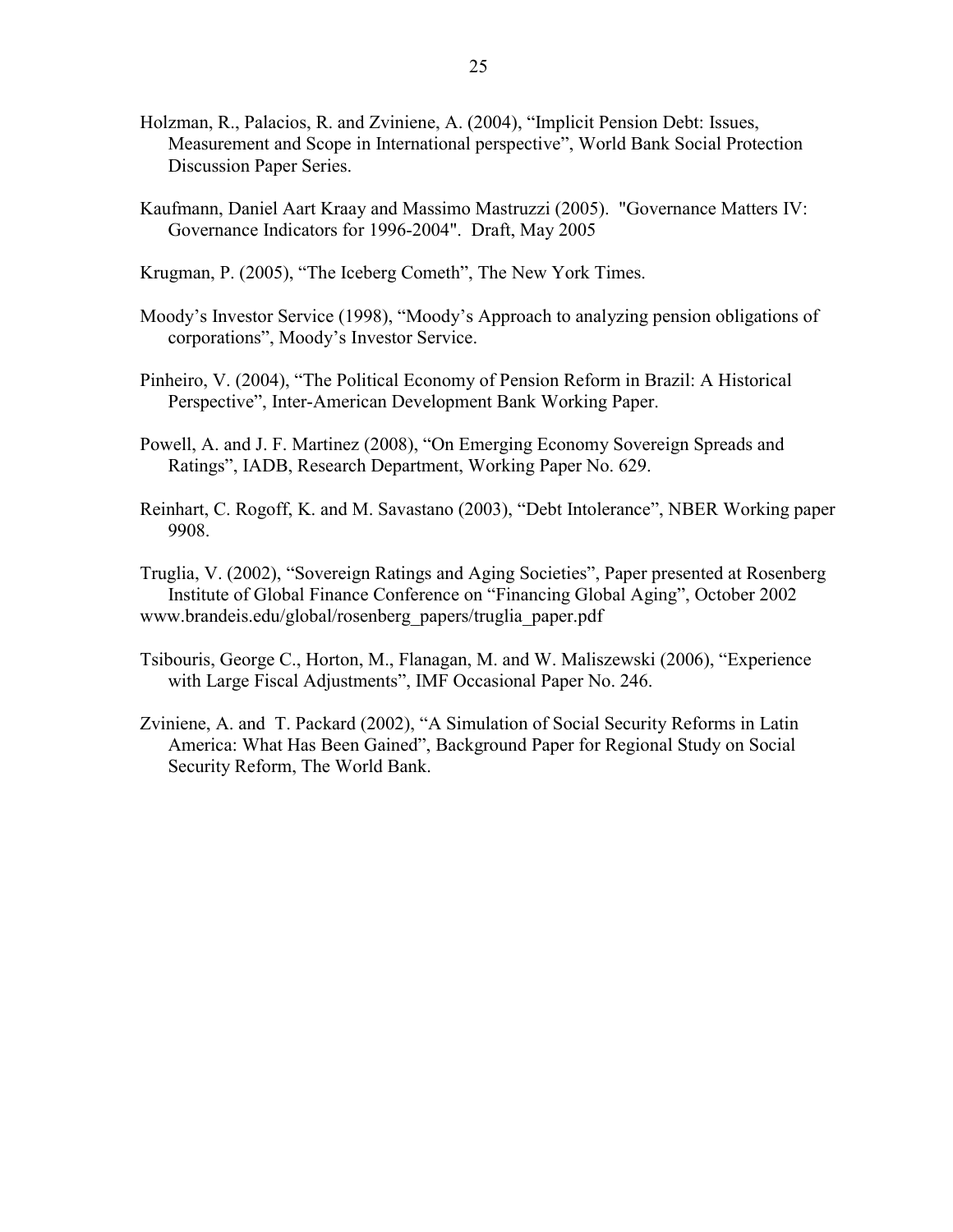Holzman, R., Palacios, R. and Zviniene, A. (2004), "Implicit Pension Debt: Issues, Measurement and Scope in International perspective", World Bank Social Protection Discussion Paper Series.

Kaufmann, Daniel Aart Kraay and Massimo Mastruzzi (2005). "Governance Matters IV: Governance Indicators for 1996-2004". Draft, May 2005

Krugman, P. (2005), "The Iceberg Cometh", The New York Times.

Moody's Investor Service (1998), "Moody's Approach to analyzing pension obligations of corporations", Moody's Investor Service.

Pinheiro, V. (2004), "The Political Economy of Pension Reform in Brazil: A Historical Perspective", Inter-American Development Bank Working Paper.

Powell, A. and J. F. Martinez (2008), "On Emerging Economy Sovereign Spreads and Ratings", IADB, Research Department, Working Paper No. 629.

Reinhart, C. Rogoff, K. and M. Savastano (2003), "Debt Intolerance", NBER Working paper 9908.

Truglia, V. (2002), "Sovereign Ratings and Aging Societies", Paper presented at Rosenberg Institute of Global Finance Conference on "Financing Global Aging", October 2002 www.brandeis.edu/global/rosenberg_papers/truglia_paper.pdf

Tsibouris, George C., Horton, M., Flanagan, M. and W. Maliszewski (2006), "Experience with Large Fiscal Adjustments", IMF Occasional Paper No. 246.

Zviniene, A. and T. Packard (2002), "A Simulation of Social Security Reforms in Latin America: What Has Been Gained", Background Paper for Regional Study on Social Security Reform, The World Bank.